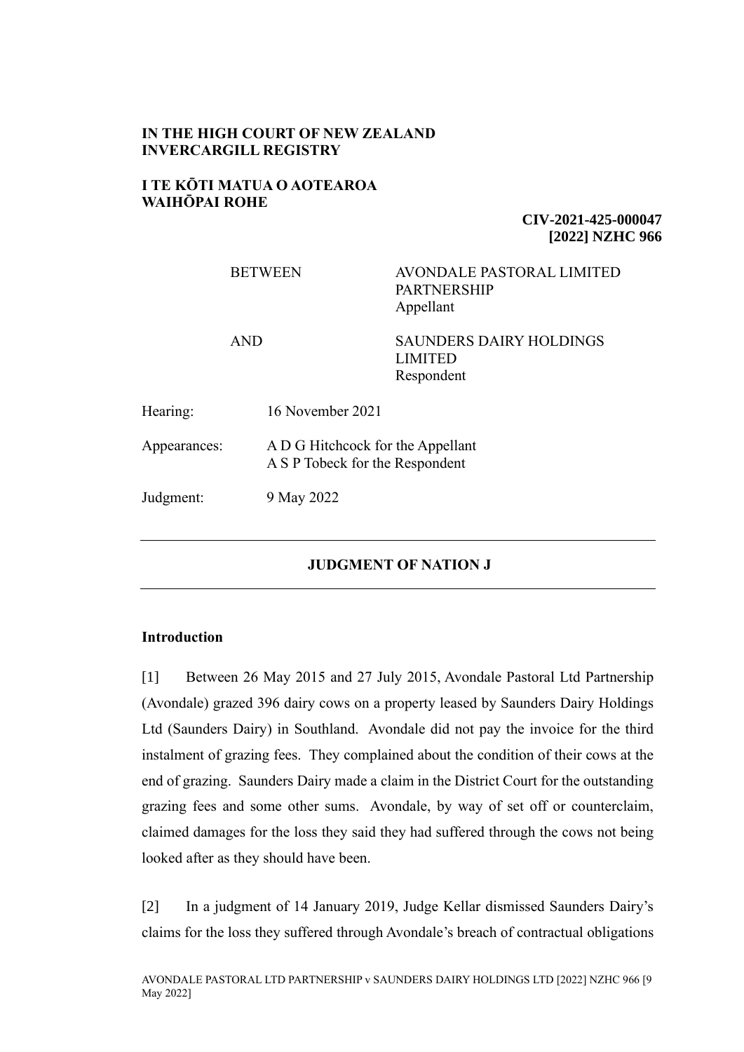**IN THE HIGH COURT OF NEW ZEALAND**
**INVERCARGILL REGISTRY**

**I TE KŌTI MATUA O AOTEAROA**
**WAIHŌPAI ROHE**

**CIV-2021-425-000047**
**[2022] NZHC 966**

| | |
|---|---|
| BETWEEN | AVONDALE PASTORAL LIMITED PARTNERSHIP<br>Appellant |
| AND | SAUNDERS DAIRY HOLDINGS LIMITED<br>Respondent |

| | |
|---|---|
| Hearing: | 16 November 2021 |
| Appearances: | A D G Hitchcock for the Appellant<br>A S P Tobeck for the Respondent |
| Judgment: | 9 May 2022 |

---

**JUDGMENT OF NATION J**

---

**Introduction**

[1] Between 26 May 2015 and 27 July 2015, Avondale Pastoral Ltd Partnership (Avondale) grazed 396 dairy cows on a property leased by Saunders Dairy Holdings Ltd (Saunders Dairy) in Southland. Avondale did not pay the invoice for the third instalment of grazing fees. They complained about the condition of their cows at the end of grazing. Saunders Dairy made a claim in the District Court for the outstanding grazing fees and some other sums. Avondale, by way of set off or counterclaim, claimed damages for the loss they said they had suffered through the cows not being looked after as they should have been.

[2] In a judgment of 14 January 2019, Judge Kellar dismissed Saunders Dairy's claims for the loss they suffered through Avondale's breach of contractual obligations

AVONDALE PASTORAL LTD PARTNERSHIP v SAUNDERS DAIRY HOLDINGS LTD [2022] NZHC 966 [9 May 2022]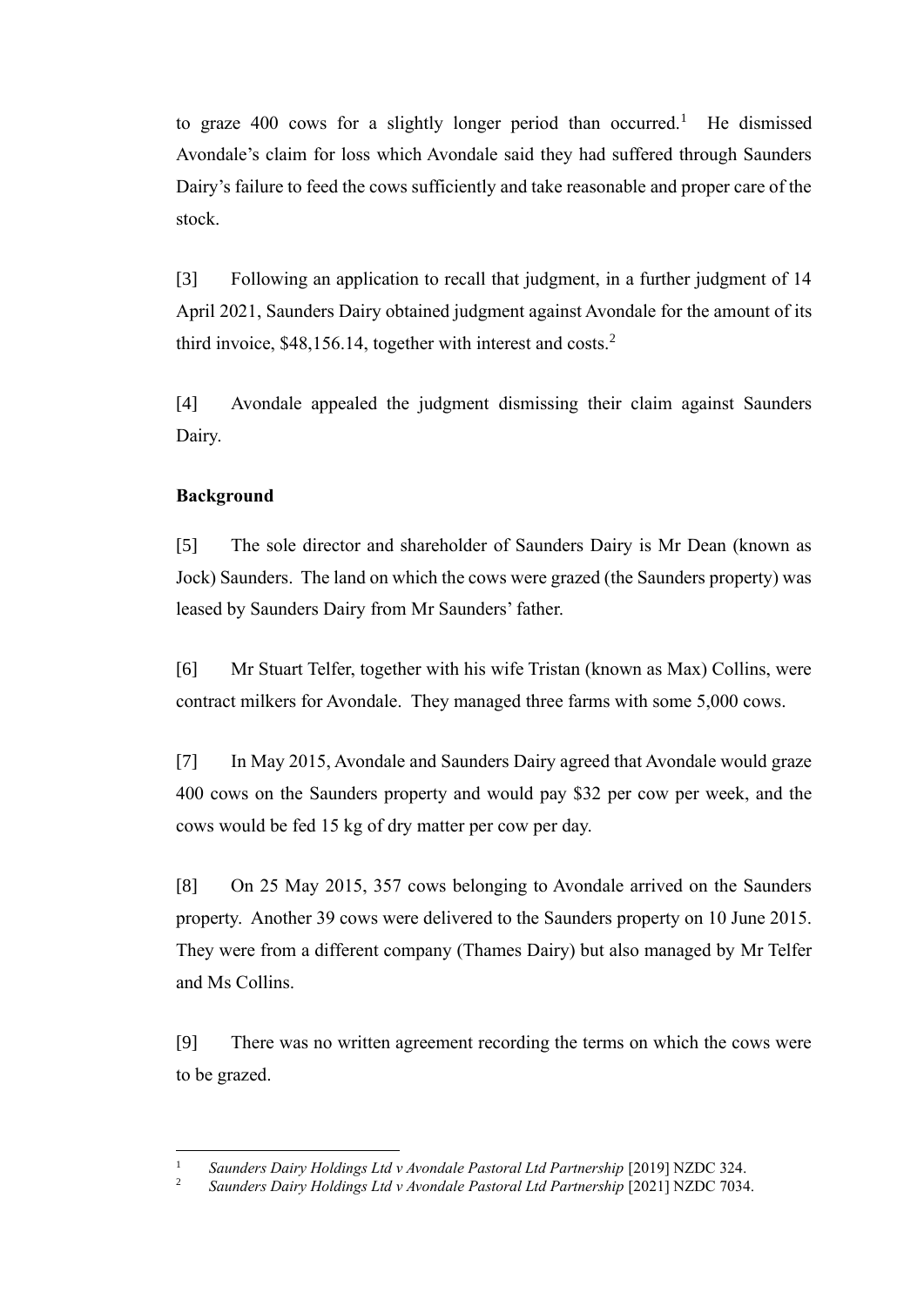to graze 400 cows for a slightly longer period than occurred.[1] He dismissed Avondale's claim for loss which Avondale said they had suffered through Saunders Dairy's failure to feed the cows sufficiently and take reasonable and proper care of the stock.

[3] Following an application to recall that judgment, in a further judgment of 14 April 2021, Saunders Dairy obtained judgment against Avondale for the amount of its third invoice, $48,156.14, together with interest and costs.[2]

[4] Avondale appealed the judgment dismissing their claim against Saunders Dairy.

**Background**

[5] The sole director and shareholder of Saunders Dairy is Mr Dean (known as Jock) Saunders. The land on which the cows were grazed (the Saunders property) was leased by Saunders Dairy from Mr Saunders' father.

[6] Mr Stuart Telfer, together with his wife Tristan (known as Max) Collins, were contract milkers for Avondale. They managed three farms with some 5,000 cows.

[7] In May 2015, Avondale and Saunders Dairy agreed that Avondale would graze 400 cows on the Saunders property and would pay $32 per cow per week, and the cows would be fed 15 kg of dry matter per cow per day.

[8] On 25 May 2015, 357 cows belonging to Avondale arrived on the Saunders property. Another 39 cows were delivered to the Saunders property on 10 June 2015. They were from a different company (Thames Dairy) but also managed by Mr Telfer and Ms Collins.

[9] There was no written agreement recording the terms on which the cows were to be grazed.

---

[1] *Saunders Dairy Holdings Ltd v Avondale Pastoral Ltd Partnership* [2019] NZDC 324.

[2] *Saunders Dairy Holdings Ltd v Avondale Pastoral Ltd Partnership* [2021] NZDC 7034.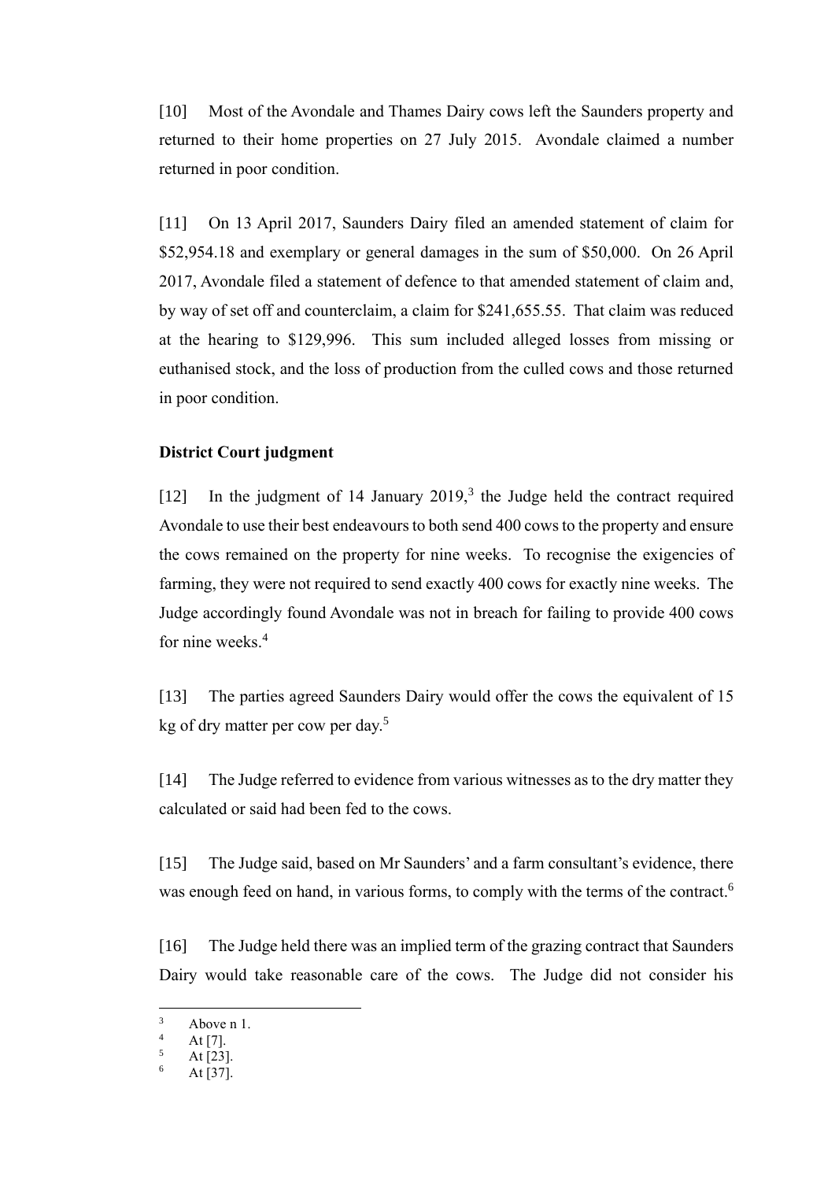[10] Most of the Avondale and Thames Dairy cows left the Saunders property and returned to their home properties on 27 July 2015. Avondale claimed a number returned in poor condition.

[11] On 13 April 2017, Saunders Dairy filed an amended statement of claim for $52,954.18 and exemplary or general damages in the sum of $50,000. On 26 April 2017, Avondale filed a statement of defence to that amended statement of claim and, by way of set off and counterclaim, a claim for $241,655.55. That claim was reduced at the hearing to $129,996. This sum included alleged losses from missing or euthanised stock, and the loss of production from the culled cows and those returned in poor condition.

**District Court judgment**

[12] In the judgment of 14 January 2019,[3] the Judge held the contract required Avondale to use their best endeavours to both send 400 cows to the property and ensure the cows remained on the property for nine weeks. To recognise the exigencies of farming, they were not required to send exactly 400 cows for exactly nine weeks. The Judge accordingly found Avondale was not in breach for failing to provide 400 cows for nine weeks.[4]

[13] The parties agreed Saunders Dairy would offer the cows the equivalent of 15 kg of dry matter per cow per day.[5]

[14] The Judge referred to evidence from various witnesses as to the dry matter they calculated or said had been fed to the cows.

[15] The Judge said, based on Mr Saunders' and a farm consultant's evidence, there was enough feed on hand, in various forms, to comply with the terms of the contract.[6]

[16] The Judge held there was an implied term of the grazing contract that Saunders Dairy would take reasonable care of the cows. The Judge did not consider his

---

[3] Above n 1.
[4] At [7].
[5] At [23].
[6] At [37].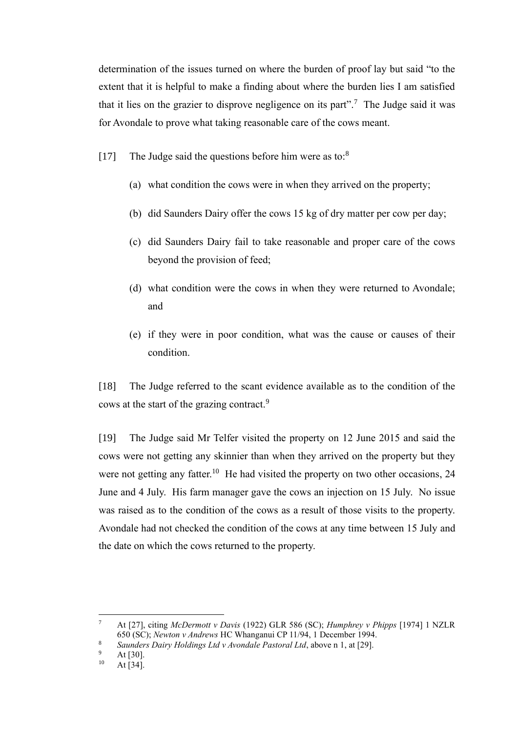determination of the issues turned on where the burden of proof lay but said "to the extent that it is helpful to make a finding about where the burden lies I am satisfied that it lies on the grazier to disprove negligence on its part".[7] The Judge said it was for Avondale to prove what taking reasonable care of the cows meant.

[17] The Judge said the questions before him were as to:[8]

(a) what condition the cows were in when they arrived on the property;

(b) did Saunders Dairy offer the cows 15 kg of dry matter per cow per day;

(c) did Saunders Dairy fail to take reasonable and proper care of the cows beyond the provision of feed;

(d) what condition were the cows in when they were returned to Avondale; and

(e) if they were in poor condition, what was the cause or causes of their condition.

[18] The Judge referred to the scant evidence available as to the condition of the cows at the start of the grazing contract.[9]

[19] The Judge said Mr Telfer visited the property on 12 June 2015 and said the cows were not getting any skinnier than when they arrived on the property but they were not getting any fatter.[10] He had visited the property on two other occasions, 24 June and 4 July. His farm manager gave the cows an injection on 15 July. No issue was raised as to the condition of the cows as a result of those visits to the property. Avondale had not checked the condition of the cows at any time between 15 July and the date on which the cows returned to the property.

---

[7] At [27], citing *McDermott v Davis* (1922) GLR 586 (SC); *Humphrey v Phipps* [1974] 1 NZLR 650 (SC); *Newton v Andrews* HC Whanganui CP 11/94, 1 December 1994.

[8] *Saunders Dairy Holdings Ltd v Avondale Pastoral Ltd*, above n 1, at [29].

[9] At [30].

[10] At [34].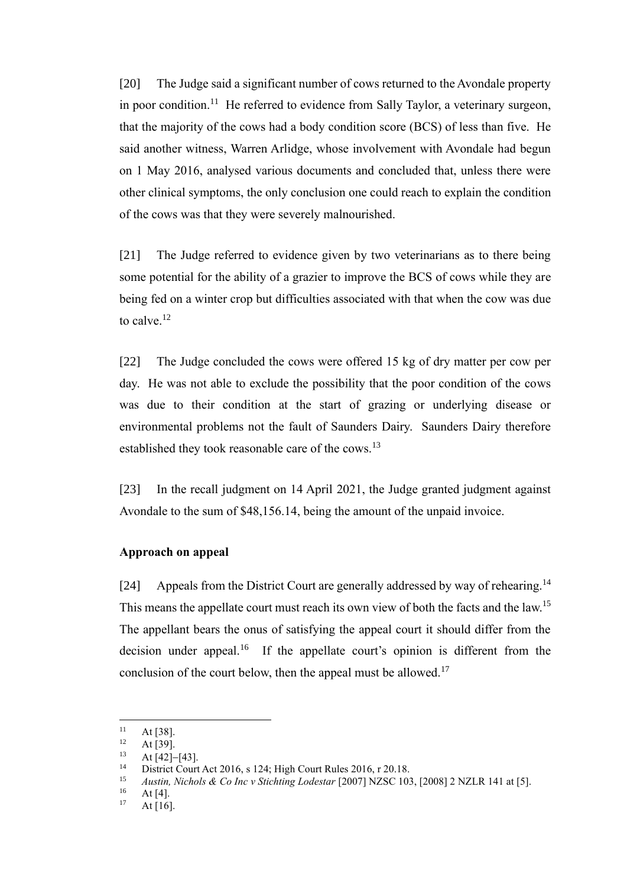[20] The Judge said a significant number of cows returned to the Avondale property in poor condition.[11] He referred to evidence from Sally Taylor, a veterinary surgeon, that the majority of the cows had a body condition score (BCS) of less than five. He said another witness, Warren Arlidge, whose involvement with Avondale had begun on 1 May 2016, analysed various documents and concluded that, unless there were other clinical symptoms, the only conclusion one could reach to explain the condition of the cows was that they were severely malnourished.

[21] The Judge referred to evidence given by two veterinarians as to there being some potential for the ability of a grazier to improve the BCS of cows while they are being fed on a winter crop but difficulties associated with that when the cow was due to calve.[12]

[22] The Judge concluded the cows were offered 15 kg of dry matter per cow per day. He was not able to exclude the possibility that the poor condition of the cows was due to their condition at the start of grazing or underlying disease or environmental problems not the fault of Saunders Dairy. Saunders Dairy therefore established they took reasonable care of the cows.[13]

[23] In the recall judgment on 14 April 2021, the Judge granted judgment against Avondale to the sum of $48,156.14, being the amount of the unpaid invoice.

## Approach on appeal

[24] Appeals from the District Court are generally addressed by way of rehearing.[14] This means the appellate court must reach its own view of both the facts and the law.[15] The appellant bears the onus of satisfying the appeal court it should differ from the decision under appeal.[16] If the appellate court's opinion is different from the conclusion of the court below, then the appeal must be allowed.[17]

---

[11] At [38].
[12] At [39].
[13] At [42]–[43].
[14] District Court Act 2016, s 124; High Court Rules 2016, r 20.18.
[15] *Austin, Nichols & Co Inc v Stichting Lodestar* [2007] NZSC 103, [2008] 2 NZLR 141 at [5].
[16] At [4].
[17] At [16].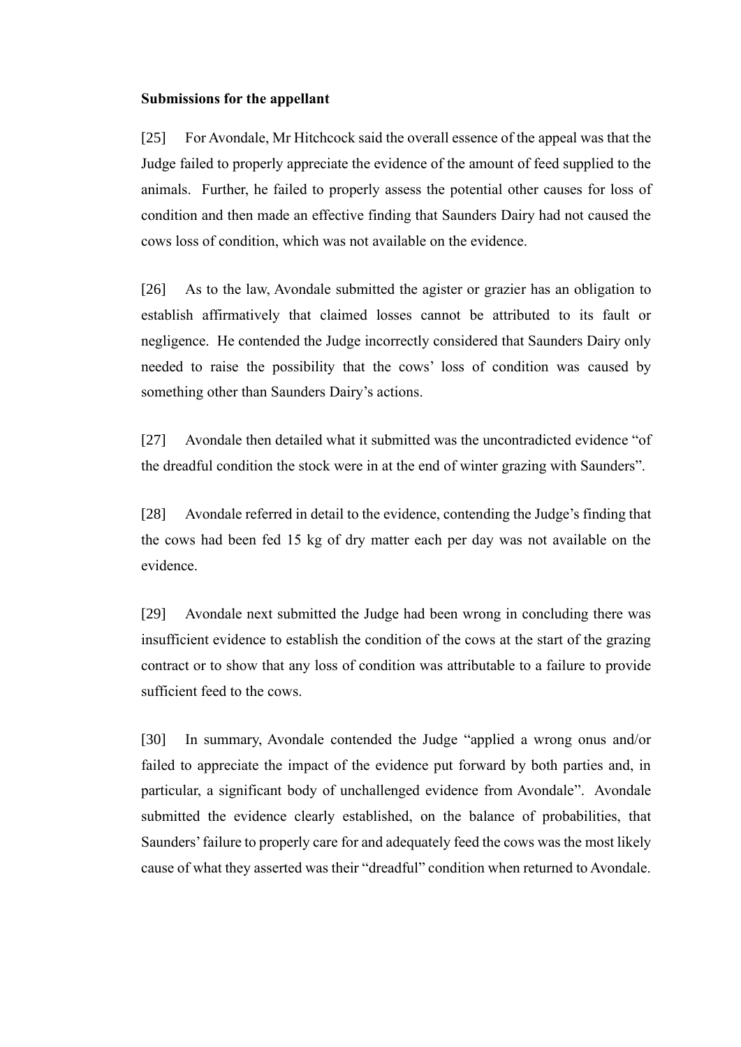**Submissions for the appellant**

[25] For Avondale, Mr Hitchcock said the overall essence of the appeal was that the Judge failed to properly appreciate the evidence of the amount of feed supplied to the animals. Further, he failed to properly assess the potential other causes for loss of condition and then made an effective finding that Saunders Dairy had not caused the cows loss of condition, which was not available on the evidence.

[26] As to the law, Avondale submitted the agister or grazier has an obligation to establish affirmatively that claimed losses cannot be attributed to its fault or negligence. He contended the Judge incorrectly considered that Saunders Dairy only needed to raise the possibility that the cows' loss of condition was caused by something other than Saunders Dairy's actions.

[27] Avondale then detailed what it submitted was the uncontradicted evidence "of the dreadful condition the stock were in at the end of winter grazing with Saunders".

[28] Avondale referred in detail to the evidence, contending the Judge's finding that the cows had been fed 15 kg of dry matter each per day was not available on the evidence.

[29] Avondale next submitted the Judge had been wrong in concluding there was insufficient evidence to establish the condition of the cows at the start of the grazing contract or to show that any loss of condition was attributable to a failure to provide sufficient feed to the cows.

[30] In summary, Avondale contended the Judge "applied a wrong onus and/or failed to appreciate the impact of the evidence put forward by both parties and, in particular, a significant body of unchallenged evidence from Avondale". Avondale submitted the evidence clearly established, on the balance of probabilities, that Saunders' failure to properly care for and adequately feed the cows was the most likely cause of what they asserted was their "dreadful" condition when returned to Avondale.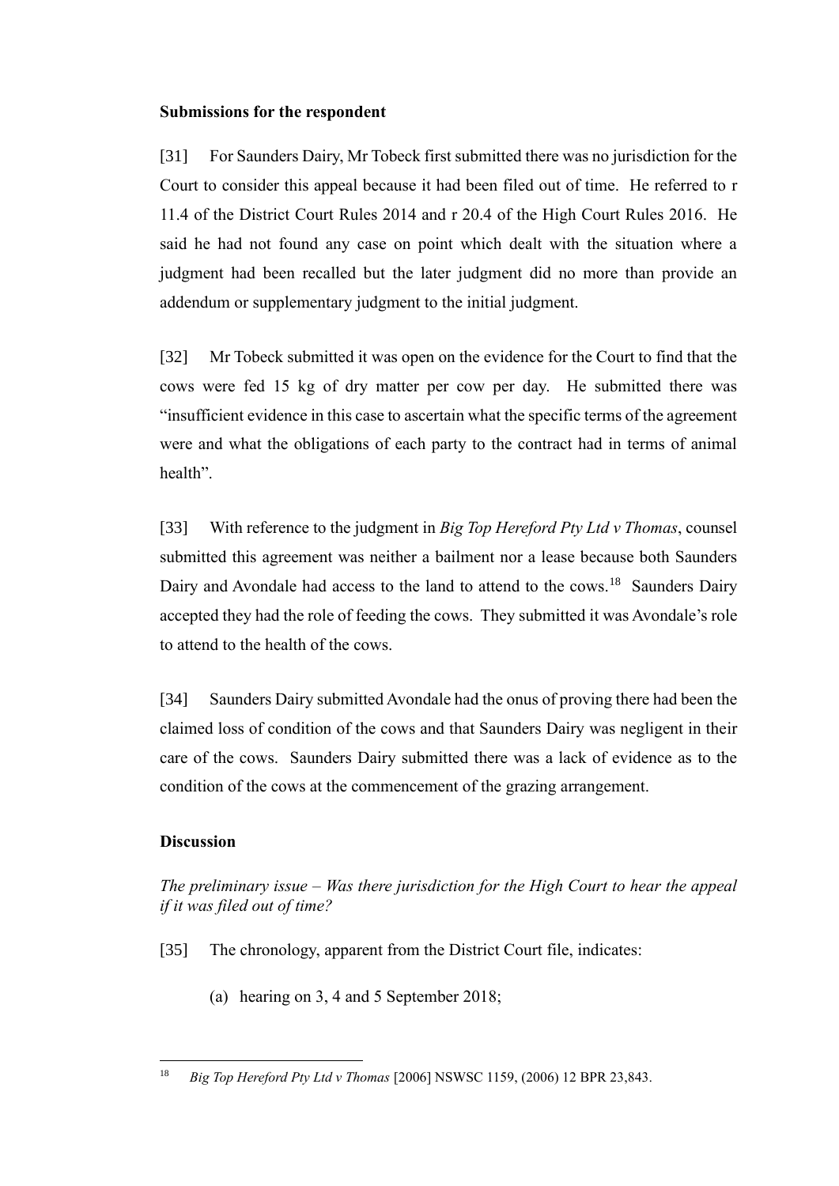**Submissions for the respondent**

[31] For Saunders Dairy, Mr Tobeck first submitted there was no jurisdiction for the Court to consider this appeal because it had been filed out of time. He referred to r 11.4 of the District Court Rules 2014 and r 20.4 of the High Court Rules 2016. He said he had not found any case on point which dealt with the situation where a judgment had been recalled but the later judgment did no more than provide an addendum or supplementary judgment to the initial judgment.

[32] Mr Tobeck submitted it was open on the evidence for the Court to find that the cows were fed 15 kg of dry matter per cow per day. He submitted there was "insufficient evidence in this case to ascertain what the specific terms of the agreement were and what the obligations of each party to the contract had in terms of animal health".

[33] With reference to the judgment in *Big Top Hereford Pty Ltd v Thomas*, counsel submitted this agreement was neither a bailment nor a lease because both Saunders Dairy and Avondale had access to the land to attend to the cows.[18] Saunders Dairy accepted they had the role of feeding the cows. They submitted it was Avondale's role to attend to the health of the cows.

[34] Saunders Dairy submitted Avondale had the onus of proving there had been the claimed loss of condition of the cows and that Saunders Dairy was negligent in their care of the cows. Saunders Dairy submitted there was a lack of evidence as to the condition of the cows at the commencement of the grazing arrangement.

**Discussion**

*The preliminary issue – Was there jurisdiction for the High Court to hear the appeal if it was filed out of time?*

[35] The chronology, apparent from the District Court file, indicates:

(a) hearing on 3, 4 and 5 September 2018;

---

[18] *Big Top Hereford Pty Ltd v Thomas* [2006] NSWSC 1159, (2006) 12 BPR 23,843.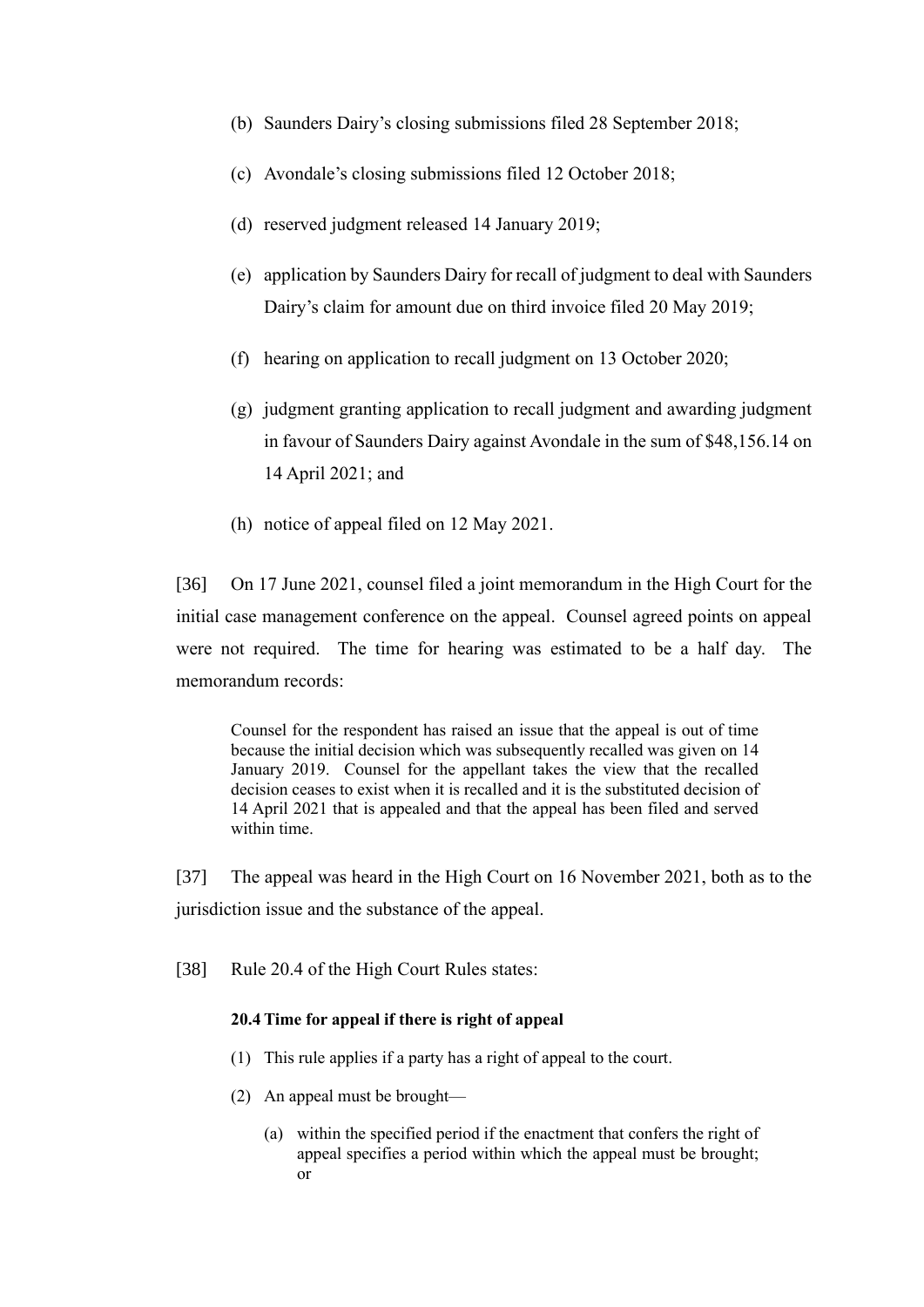(b) Saunders Dairy's closing submissions filed 28 September 2018;

(c) Avondale's closing submissions filed 12 October 2018;

(d) reserved judgment released 14 January 2019;

(e) application by Saunders Dairy for recall of judgment to deal with Saunders Dairy's claim for amount due on third invoice filed 20 May 2019;

(f) hearing on application to recall judgment on 13 October 2020;

(g) judgment granting application to recall judgment and awarding judgment in favour of Saunders Dairy against Avondale in the sum of $48,156.14 on 14 April 2021; and

(h) notice of appeal filed on 12 May 2021.

[36] On 17 June 2021, counsel filed a joint memorandum in the High Court for the initial case management conference on the appeal. Counsel agreed points on appeal were not required. The time for hearing was estimated to be a half day. The memorandum records:

> Counsel for the respondent has raised an issue that the appeal is out of time because the initial decision which was subsequently recalled was given on 14 January 2019. Counsel for the appellant takes the view that the recalled decision ceases to exist when it is recalled and it is the substituted decision of 14 April 2021 that is appealed and that the appeal has been filed and served within time.

[37] The appeal was heard in the High Court on 16 November 2021, both as to the jurisdiction issue and the substance of the appeal.

[38] Rule 20.4 of the High Court Rules states:

> **20.4 Time for appeal if there is right of appeal**
>
> (1) This rule applies if a party has a right of appeal to the court.
>
> (2) An appeal must be brought—
>
> (a) within the specified period if the enactment that confers the right of appeal specifies a period within which the appeal must be brought; or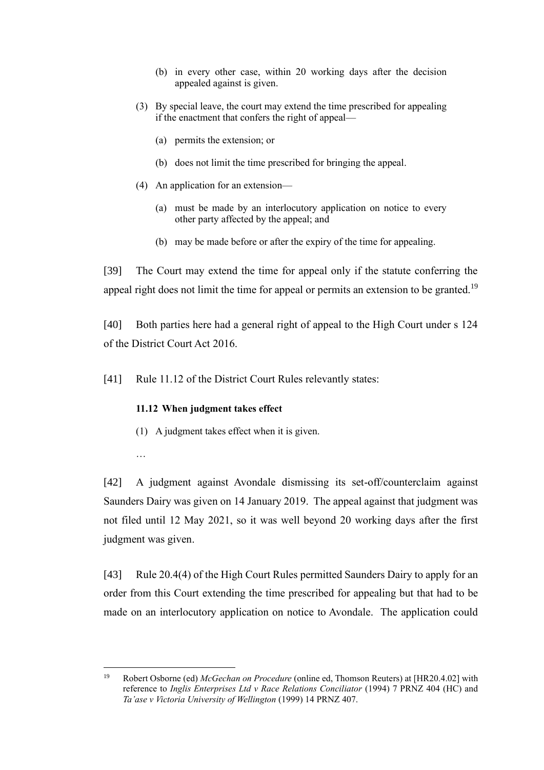(b) in every other case, within 20 working days after the decision appealed against is given.

(3) By special leave, the court may extend the time prescribed for appealing if the enactment that confers the right of appeal—

(a) permits the extension; or

(b) does not limit the time prescribed for bringing the appeal.

(4) An application for an extension—

(a) must be made by an interlocutory application on notice to every other party affected by the appeal; and

(b) may be made before or after the expiry of the time for appealing.

[39] The Court may extend the time for appeal only if the statute conferring the appeal right does not limit the time for appeal or permits an extension to be granted.[19]

[40] Both parties here had a general right of appeal to the High Court under s 124 of the District Court Act 2016.

[41] Rule 11.12 of the District Court Rules relevantly states:

**11.12 When judgment takes effect**

(1) A judgment takes effect when it is given.

…

[42] A judgment against Avondale dismissing its set-off/counterclaim against Saunders Dairy was given on 14 January 2019. The appeal against that judgment was not filed until 12 May 2021, so it was well beyond 20 working days after the first judgment was given.

[43] Rule 20.4(4) of the High Court Rules permitted Saunders Dairy to apply for an order from this Court extending the time prescribed for appealing but that had to be made on an interlocutory application on notice to Avondale. The application could

---

[19] Robert Osborne (ed) *McGechan on Procedure* (online ed, Thomson Reuters) at [HR20.4.02] with reference to *Inglis Enterprises Ltd v Race Relations Conciliator* (1994) 7 PRNZ 404 (HC) and *Ta'ase v Victoria University of Wellington* (1999) 14 PRNZ 407.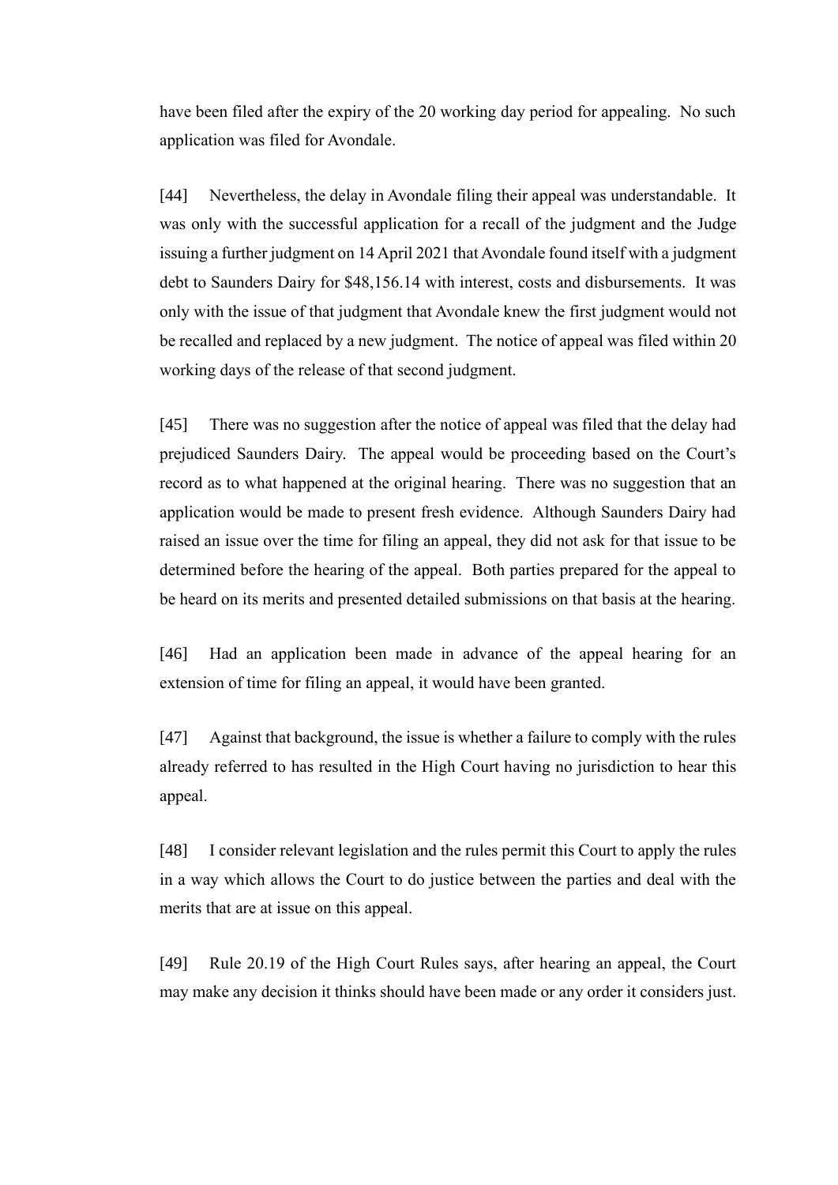have been filed after the expiry of the 20 working day period for appealing. No such application was filed for Avondale.

[44] Nevertheless, the delay in Avondale filing their appeal was understandable. It was only with the successful application for a recall of the judgment and the Judge issuing a further judgment on 14 April 2021 that Avondale found itself with a judgment debt to Saunders Dairy for $48,156.14 with interest, costs and disbursements. It was only with the issue of that judgment that Avondale knew the first judgment would not be recalled and replaced by a new judgment. The notice of appeal was filed within 20 working days of the release of that second judgment.

[45] There was no suggestion after the notice of appeal was filed that the delay had prejudiced Saunders Dairy. The appeal would be proceeding based on the Court's record as to what happened at the original hearing. There was no suggestion that an application would be made to present fresh evidence. Although Saunders Dairy had raised an issue over the time for filing an appeal, they did not ask for that issue to be determined before the hearing of the appeal. Both parties prepared for the appeal to be heard on its merits and presented detailed submissions on that basis at the hearing.

[46] Had an application been made in advance of the appeal hearing for an extension of time for filing an appeal, it would have been granted.

[47] Against that background, the issue is whether a failure to comply with the rules already referred to has resulted in the High Court having no jurisdiction to hear this appeal.

[48] I consider relevant legislation and the rules permit this Court to apply the rules in a way which allows the Court to do justice between the parties and deal with the merits that are at issue on this appeal.

[49] Rule 20.19 of the High Court Rules says, after hearing an appeal, the Court may make any decision it thinks should have been made or any order it considers just.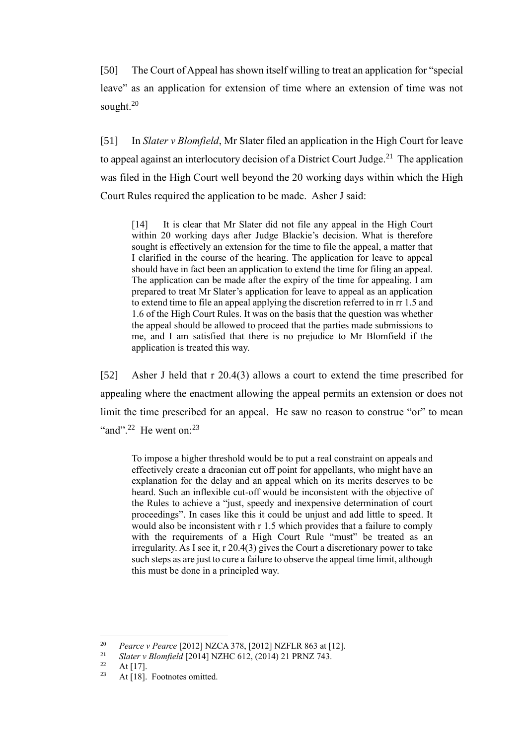[50] The Court of Appeal has shown itself willing to treat an application for "special leave" as an application for extension of time where an extension of time was not sought.[20]

[51] In *Slater v Blomfield*, Mr Slater filed an application in the High Court for leave to appeal against an interlocutory decision of a District Court Judge.[21] The application was filed in the High Court well beyond the 20 working days within which the High Court Rules required the application to be made. Asher J said:

> [14] It is clear that Mr Slater did not file any appeal in the High Court within 20 working days after Judge Blackie's decision. What is therefore sought is effectively an extension for the time to file the appeal, a matter that I clarified in the course of the hearing. The application for leave to appeal should have in fact been an application to extend the time for filing an appeal. The application can be made after the expiry of the time for appealing. I am prepared to treat Mr Slater's application for leave to appeal as an application to extend time to file an appeal applying the discretion referred to in rr 1.5 and 1.6 of the High Court Rules. It was on the basis that the question was whether the appeal should be allowed to proceed that the parties made submissions to me, and I am satisfied that there is no prejudice to Mr Blomfield if the application is treated this way.

[52] Asher J held that r 20.4(3) allows a court to extend the time prescribed for appealing where the enactment allowing the appeal permits an extension or does not limit the time prescribed for an appeal. He saw no reason to construe "or" to mean "and".[22] He went on:[23]

> To impose a higher threshold would be to put a real constraint on appeals and effectively create a draconian cut off point for appellants, who might have an explanation for the delay and an appeal which on its merits deserves to be heard. Such an inflexible cut-off would be inconsistent with the objective of the Rules to achieve a "just, speedy and inexpensive determination of court proceedings". In cases like this it could be unjust and add little to speed. It would also be inconsistent with r 1.5 which provides that a failure to comply with the requirements of a High Court Rule "must" be treated as an irregularity. As I see it, r 20.4(3) gives the Court a discretionary power to take such steps as are just to cure a failure to observe the appeal time limit, although this must be done in a principled way.

---

[20] *Pearce v Pearce* [2012] NZCA 378, [2012] NZFLR 863 at [12].

[21] *Slater v Blomfield* [2014] NZHC 612, (2014) 21 PRNZ 743.

[22] At [17].

[23] At [18]. Footnotes omitted.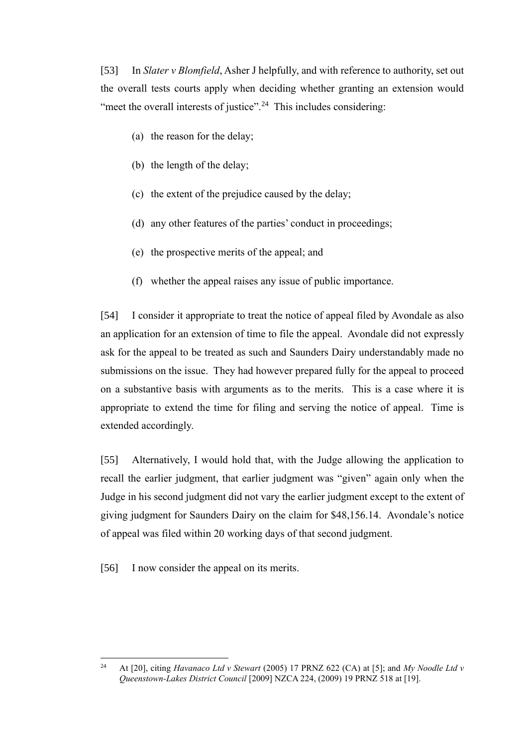[53] In *Slater v Blomfield*, Asher J helpfully, and with reference to authority, set out the overall tests courts apply when deciding whether granting an extension would "meet the overall interests of justice".[24] This includes considering:

(a) the reason for the delay;

(b) the length of the delay;

(c) the extent of the prejudice caused by the delay;

(d) any other features of the parties' conduct in proceedings;

(e) the prospective merits of the appeal; and

(f) whether the appeal raises any issue of public importance.

[54] I consider it appropriate to treat the notice of appeal filed by Avondale as also an application for an extension of time to file the appeal. Avondale did not expressly ask for the appeal to be treated as such and Saunders Dairy understandably made no submissions on the issue. They had however prepared fully for the appeal to proceed on a substantive basis with arguments as to the merits. This is a case where it is appropriate to extend the time for filing and serving the notice of appeal. Time is extended accordingly.

[55] Alternatively, I would hold that, with the Judge allowing the application to recall the earlier judgment, that earlier judgment was "given" again only when the Judge in his second judgment did not vary the earlier judgment except to the extent of giving judgment for Saunders Dairy on the claim for $48,156.14. Avondale's notice of appeal was filed within 20 working days of that second judgment.

[56] I now consider the appeal on its merits.

---

[24] At [20], citing *Havanaco Ltd v Stewart* (2005) 17 PRNZ 622 (CA) at [5]; and *My Noodle Ltd v Queenstown-Lakes District Council* [2009] NZCA 224, (2009) 19 PRNZ 518 at [19].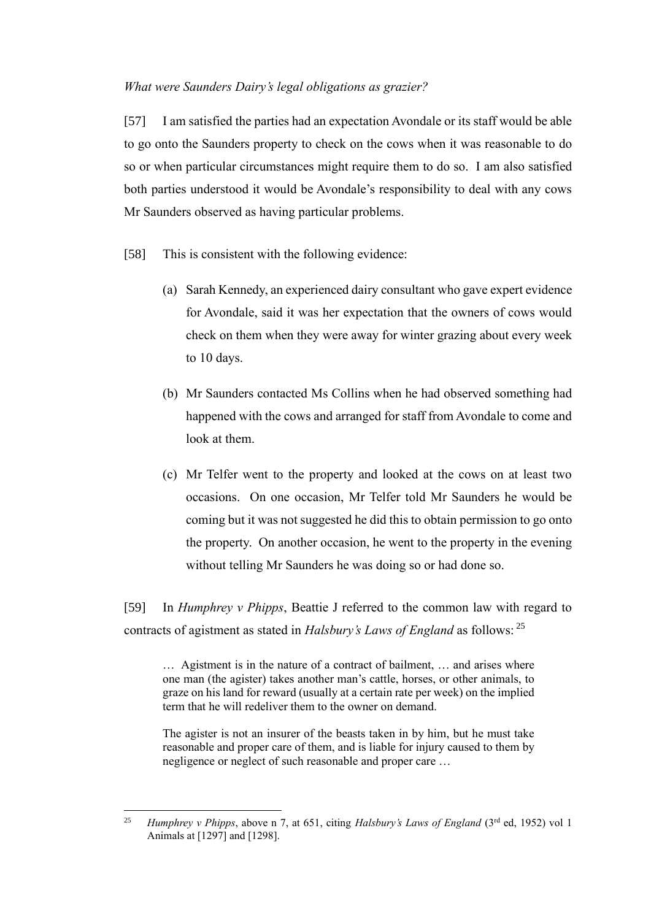*What were Saunders Dairy's legal obligations as grazier?*

[57] I am satisfied the parties had an expectation Avondale or its staff would be able to go onto the Saunders property to check on the cows when it was reasonable to do so or when particular circumstances might require them to do so. I am also satisfied both parties understood it would be Avondale's responsibility to deal with any cows Mr Saunders observed as having particular problems.

[58] This is consistent with the following evidence:

(a) Sarah Kennedy, an experienced dairy consultant who gave expert evidence for Avondale, said it was her expectation that the owners of cows would check on them when they were away for winter grazing about every week to 10 days.

(b) Mr Saunders contacted Ms Collins when he had observed something had happened with the cows and arranged for staff from Avondale to come and look at them.

(c) Mr Telfer went to the property and looked at the cows on at least two occasions. On one occasion, Mr Telfer told Mr Saunders he would be coming but it was not suggested he did this to obtain permission to go onto the property. On another occasion, he went to the property in the evening without telling Mr Saunders he was doing so or had done so.

[59] In *Humphrey v Phipps*, Beattie J referred to the common law with regard to contracts of agistment as stated in *Halsbury's Laws of England* as follows: [25]

> … Agistment is in the nature of a contract of bailment, … and arises where one man (the agister) takes another man's cattle, horses, or other animals, to graze on his land for reward (usually at a certain rate per week) on the implied term that he will redeliver them to the owner on demand.
>
> The agister is not an insurer of the beasts taken in by him, but he must take reasonable and proper care of them, and is liable for injury caused to them by negligence or neglect of such reasonable and proper care …

---

[25] *Humphrey v Phipps*, above n 7, at 651, citing *Halsbury's Laws of England* (3rd ed, 1952) vol 1 Animals at [1297] and [1298].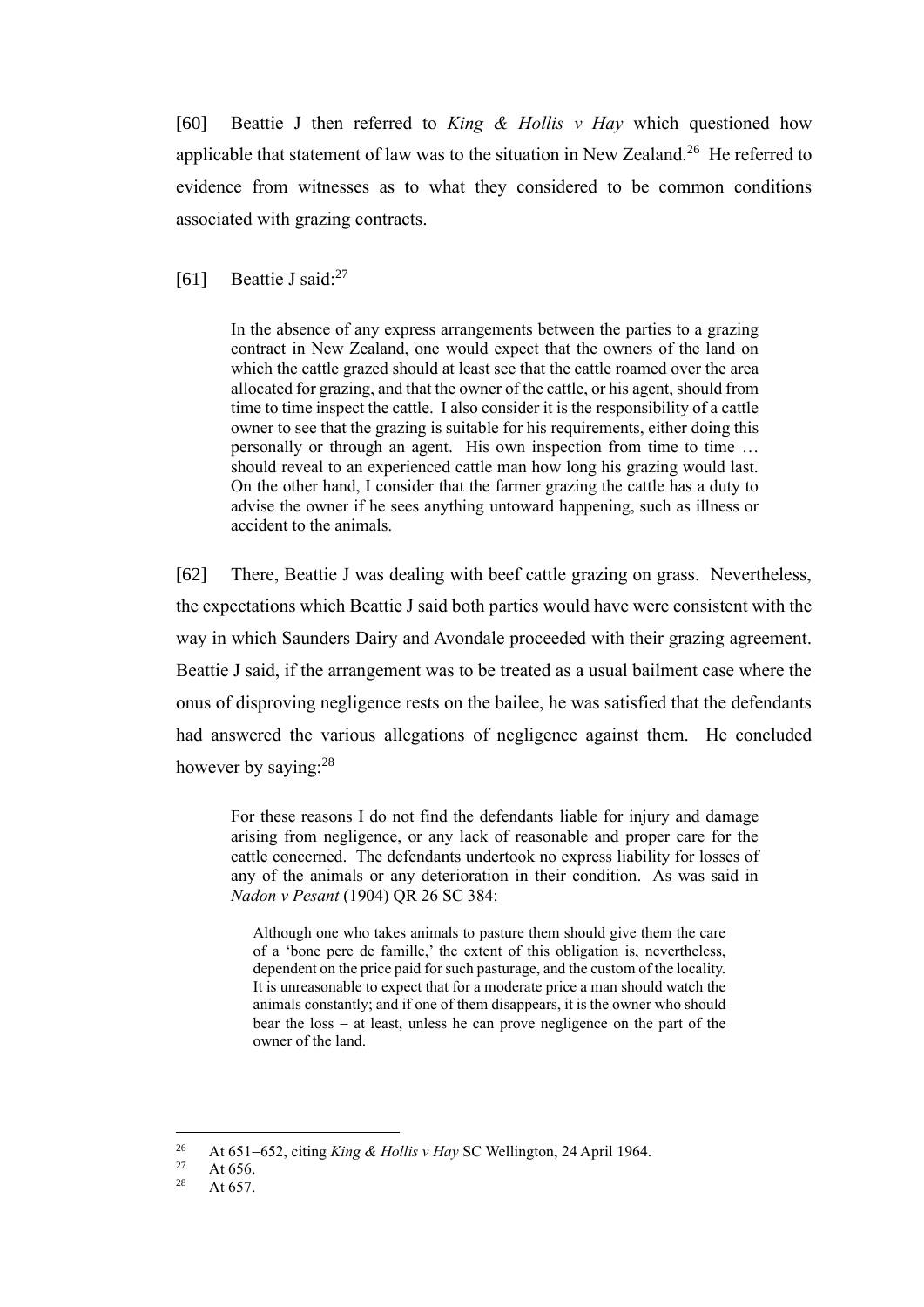[60] Beattie J then referred to *King & Hollis v Hay* which questioned how applicable that statement of law was to the situation in New Zealand.[26] He referred to evidence from witnesses as to what they considered to be common conditions associated with grazing contracts.

[61] Beattie J said:[27]

> In the absence of any express arrangements between the parties to a grazing contract in New Zealand, one would expect that the owners of the land on which the cattle grazed should at least see that the cattle roamed over the area allocated for grazing, and that the owner of the cattle, or his agent, should from time to time inspect the cattle. I also consider it is the responsibility of a cattle owner to see that the grazing is suitable for his requirements, either doing this personally or through an agent. His own inspection from time to time … should reveal to an experienced cattle man how long his grazing would last. On the other hand, I consider that the farmer grazing the cattle has a duty to advise the owner if he sees anything untoward happening, such as illness or accident to the animals.

[62] There, Beattie J was dealing with beef cattle grazing on grass. Nevertheless, the expectations which Beattie J said both parties would have were consistent with the way in which Saunders Dairy and Avondale proceeded with their grazing agreement. Beattie J said, if the arrangement was to be treated as a usual bailment case where the onus of disproving negligence rests on the bailee, he was satisfied that the defendants had answered the various allegations of negligence against them. He concluded however by saying:[28]

> For these reasons I do not find the defendants liable for injury and damage arising from negligence, or any lack of reasonable and proper care for the cattle concerned. The defendants undertook no express liability for losses of any of the animals or any deterioration in their condition. As was said in *Nadon v Pesant* (1904) QR 26 SC 384:
>
> > Although one who takes animals to pasture them should give them the care of a 'bone pere de famille,' the extent of this obligation is, nevertheless, dependent on the price paid for such pasturage, and the custom of the locality. It is unreasonable to expect that for a moderate price a man should watch the animals constantly; and if one of them disappears, it is the owner who should bear the loss – at least, unless he can prove negligence on the part of the owner of the land.

---

[26] At 651–652, citing *King & Hollis v Hay* SC Wellington, 24 April 1964.

[27] At 656.

[28] At 657.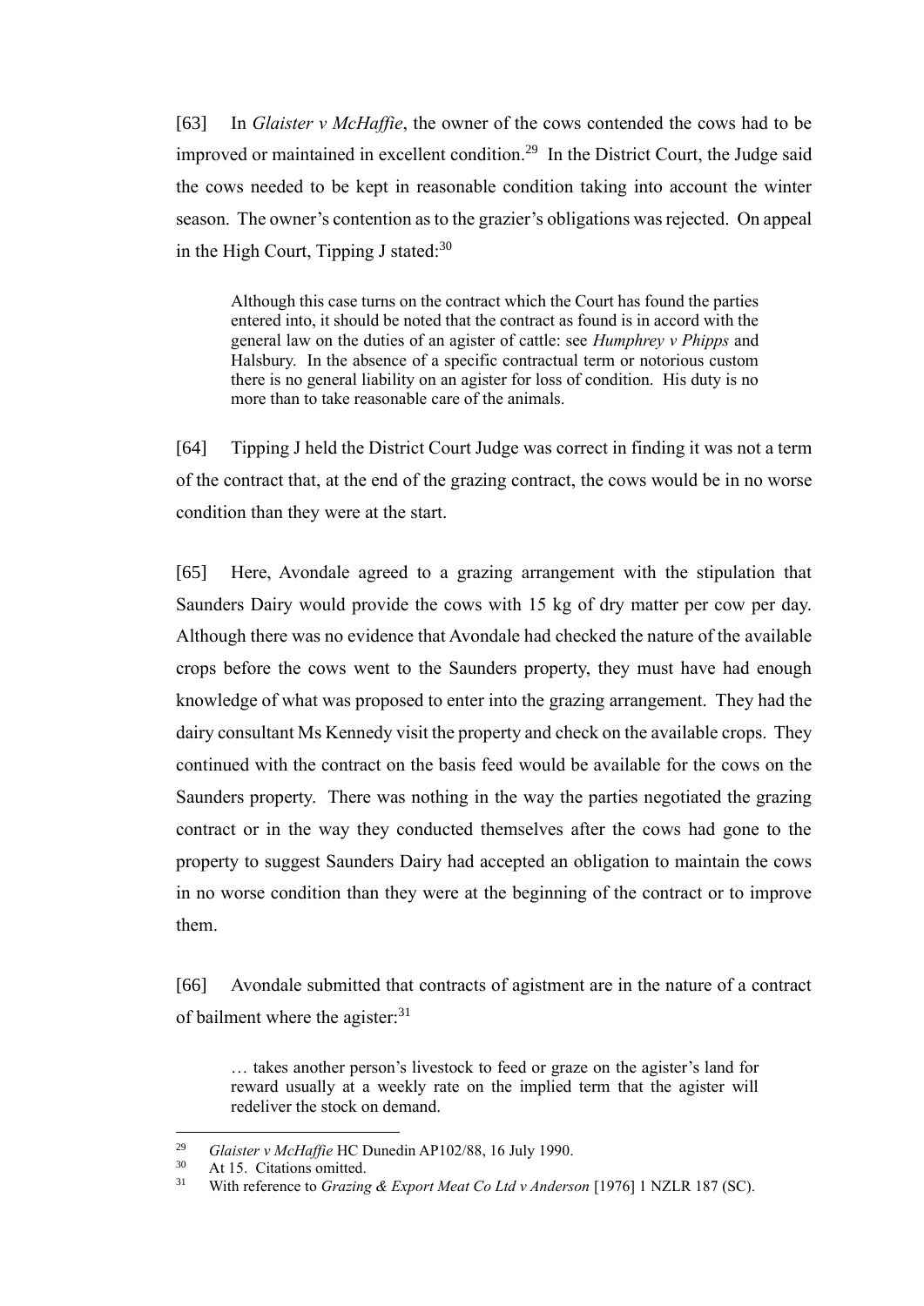[63] In *Glaister v McHaffie*, the owner of the cows contended the cows had to be improved or maintained in excellent condition.[29] In the District Court, the Judge said the cows needed to be kept in reasonable condition taking into account the winter season. The owner's contention as to the grazier's obligations was rejected. On appeal in the High Court, Tipping J stated:[30]

> Although this case turns on the contract which the Court has found the parties entered into, it should be noted that the contract as found is in accord with the general law on the duties of an agister of cattle: see *Humphrey v Phipps* and Halsbury. In the absence of a specific contractual term or notorious custom there is no general liability on an agister for loss of condition. His duty is no more than to take reasonable care of the animals.

[64] Tipping J held the District Court Judge was correct in finding it was not a term of the contract that, at the end of the grazing contract, the cows would be in no worse condition than they were at the start.

[65] Here, Avondale agreed to a grazing arrangement with the stipulation that Saunders Dairy would provide the cows with 15 kg of dry matter per cow per day. Although there was no evidence that Avondale had checked the nature of the available crops before the cows went to the Saunders property, they must have had enough knowledge of what was proposed to enter into the grazing arrangement. They had the dairy consultant Ms Kennedy visit the property and check on the available crops. They continued with the contract on the basis feed would be available for the cows on the Saunders property. There was nothing in the way the parties negotiated the grazing contract or in the way they conducted themselves after the cows had gone to the property to suggest Saunders Dairy had accepted an obligation to maintain the cows in no worse condition than they were at the beginning of the contract or to improve them.

[66] Avondale submitted that contracts of agistment are in the nature of a contract of bailment where the agister:[31]

> … takes another person's livestock to feed or graze on the agister's land for reward usually at a weekly rate on the implied term that the agister will redeliver the stock on demand.

---

[29] *Glaister v McHaffie* HC Dunedin AP102/88, 16 July 1990.

[30] At 15. Citations omitted.

[31] With reference to *Grazing & Export Meat Co Ltd v Anderson* [1976] 1 NZLR 187 (SC).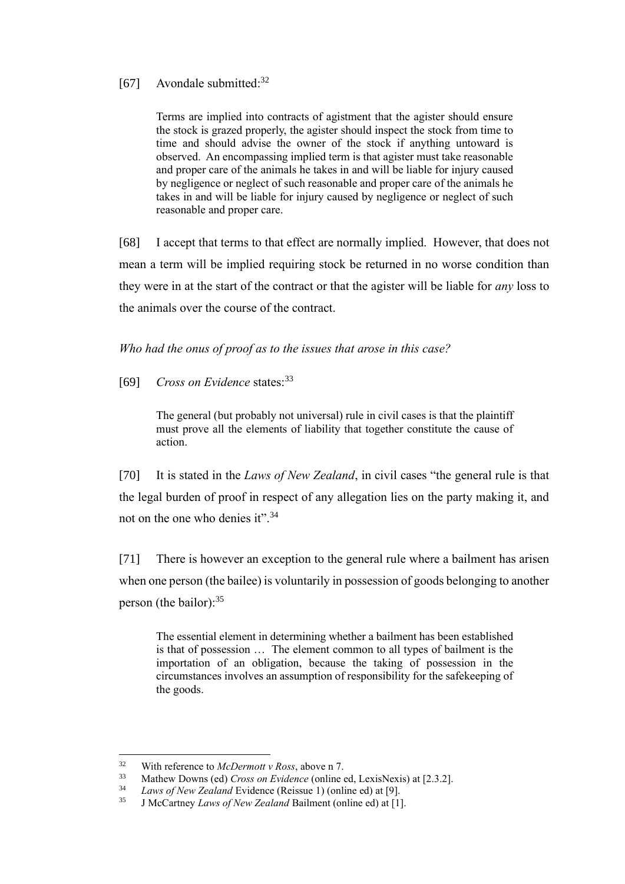[67] Avondale submitted:[32]

> Terms are implied into contracts of agistment that the agister should ensure the stock is grazed properly, the agister should inspect the stock from time to time and should advise the owner of the stock if anything untoward is observed. An encompassing implied term is that agister must take reasonable and proper care of the animals he takes in and will be liable for injury caused by negligence or neglect of such reasonable and proper care of the animals he takes in and will be liable for injury caused by negligence or neglect of such reasonable and proper care.

[68] I accept that terms to that effect are normally implied. However, that does not mean a term will be implied requiring stock be returned in no worse condition than they were in at the start of the contract or that the agister will be liable for *any* loss to the animals over the course of the contract.

*Who had the onus of proof as to the issues that arose in this case?*

[69] *Cross on Evidence* states:[33]

> The general (but probably not universal) rule in civil cases is that the plaintiff must prove all the elements of liability that together constitute the cause of action.

[70] It is stated in the *Laws of New Zealand*, in civil cases "the general rule is that the legal burden of proof in respect of any allegation lies on the party making it, and not on the one who denies it".[34]

[71] There is however an exception to the general rule where a bailment has arisen when one person (the bailee) is voluntarily in possession of goods belonging to another person (the bailor):[35]

> The essential element in determining whether a bailment has been established is that of possession … The element common to all types of bailment is the importation of an obligation, because the taking of possession in the circumstances involves an assumption of responsibility for the safekeeping of the goods.

---

[32] With reference to *McDermott v Ross*, above n 7.

[33] Mathew Downs (ed) *Cross on Evidence* (online ed, LexisNexis) at [2.3.2].

[34] *Laws of New Zealand* Evidence (Reissue 1) (online ed) at [9].

[35] J McCartney *Laws of New Zealand* Bailment (online ed) at [1].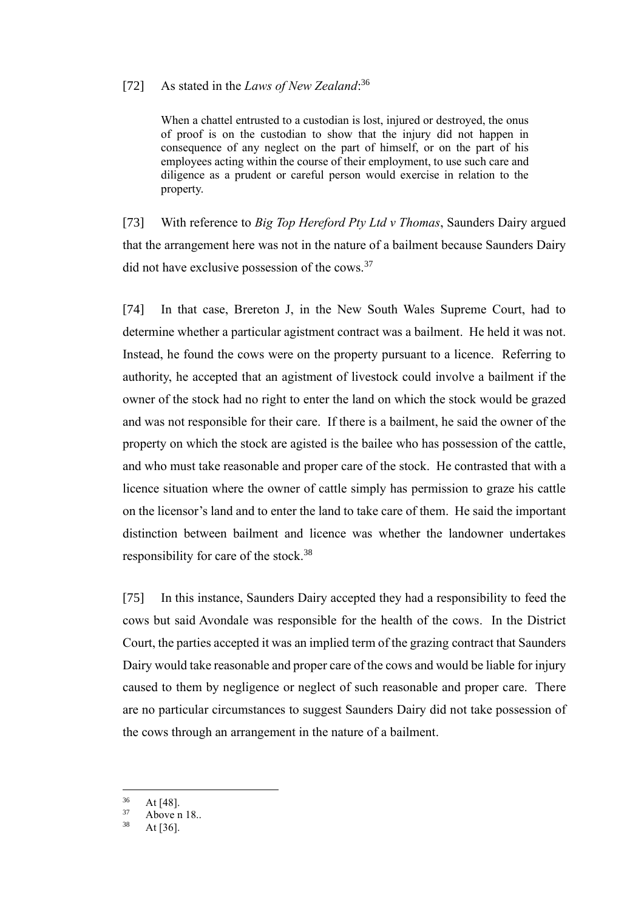[72] As stated in the *Laws of New Zealand*:[36]

> When a chattel entrusted to a custodian is lost, injured or destroyed, the onus of proof is on the custodian to show that the injury did not happen in consequence of any neglect on the part of himself, or on the part of his employees acting within the course of their employment, to use such care and diligence as a prudent or careful person would exercise in relation to the property.

[73] With reference to *Big Top Hereford Pty Ltd v Thomas*, Saunders Dairy argued that the arrangement here was not in the nature of a bailment because Saunders Dairy did not have exclusive possession of the cows.[37]

[74] In that case, Brereton J, in the New South Wales Supreme Court, had to determine whether a particular agistment contract was a bailment. He held it was not. Instead, he found the cows were on the property pursuant to a licence. Referring to authority, he accepted that an agistment of livestock could involve a bailment if the owner of the stock had no right to enter the land on which the stock would be grazed and was not responsible for their care. If there is a bailment, he said the owner of the property on which the stock are agisted is the bailee who has possession of the cattle, and who must take reasonable and proper care of the stock. He contrasted that with a licence situation where the owner of cattle simply has permission to graze his cattle on the licensor's land and to enter the land to take care of them. He said the important distinction between bailment and licence was whether the landowner undertakes responsibility for care of the stock.[38]

[75] In this instance, Saunders Dairy accepted they had a responsibility to feed the cows but said Avondale was responsible for the health of the cows. In the District Court, the parties accepted it was an implied term of the grazing contract that Saunders Dairy would take reasonable and proper care of the cows and would be liable for injury caused to them by negligence or neglect of such reasonable and proper care. There are no particular circumstances to suggest Saunders Dairy did not take possession of the cows through an arrangement in the nature of a bailment.

---

[36] At [48].

[37] Above n 18..

[38] At [36].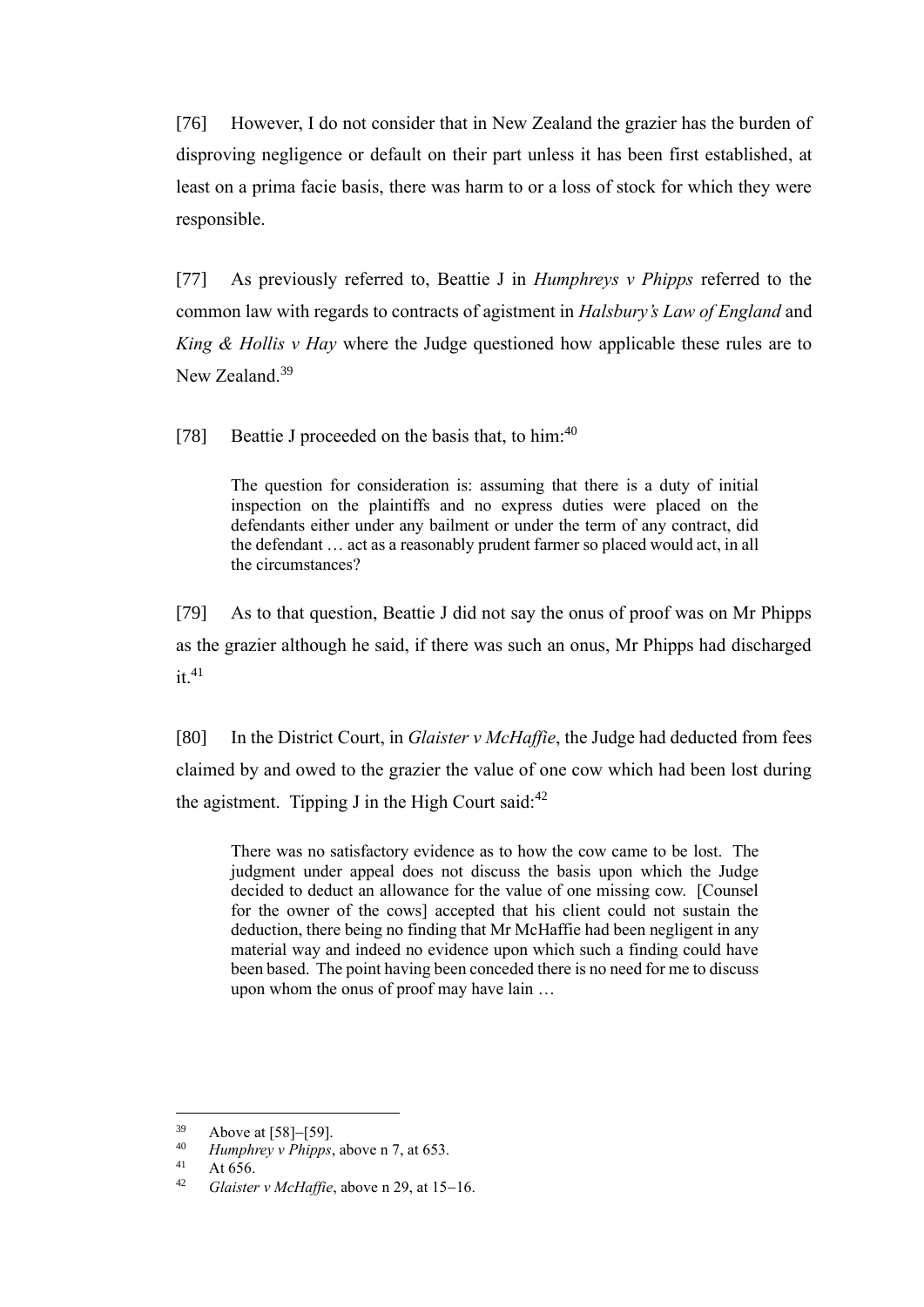[76] However, I do not consider that in New Zealand the grazier has the burden of disproving negligence or default on their part unless it has been first established, at least on a prima facie basis, there was harm to or a loss of stock for which they were responsible.

[77] As previously referred to, Beattie J in *Humphreys v Phipps* referred to the common law with regards to contracts of agistment in *Halsbury's Law of England* and *King & Hollis v Hay* where the Judge questioned how applicable these rules are to New Zealand.[39]

[78] Beattie J proceeded on the basis that, to him:[40]

> The question for consideration is: assuming that there is a duty of initial inspection on the plaintiffs and no express duties were placed on the defendants either under any bailment or under the term of any contract, did the defendant … act as a reasonably prudent farmer so placed would act, in all the circumstances?

[79] As to that question, Beattie J did not say the onus of proof was on Mr Phipps as the grazier although he said, if there was such an onus, Mr Phipps had discharged it.[41]

[80] In the District Court, in *Glaister v McHaffie*, the Judge had deducted from fees claimed by and owed to the grazier the value of one cow which had been lost during the agistment. Tipping J in the High Court said:[42]

> There was no satisfactory evidence as to how the cow came to be lost. The judgment under appeal does not discuss the basis upon which the Judge decided to deduct an allowance for the value of one missing cow. [Counsel for the owner of the cows] accepted that his client could not sustain the deduction, there being no finding that Mr McHaffie had been negligent in any material way and indeed no evidence upon which such a finding could have been based. The point having been conceded there is no need for me to discuss upon whom the onus of proof may have lain …

---

[39] Above at [58]–[59].

[40] *Humphrey v Phipps*, above n 7, at 653.

[41] At 656.

[42] *Glaister v McHaffie*, above n 29, at 15–16.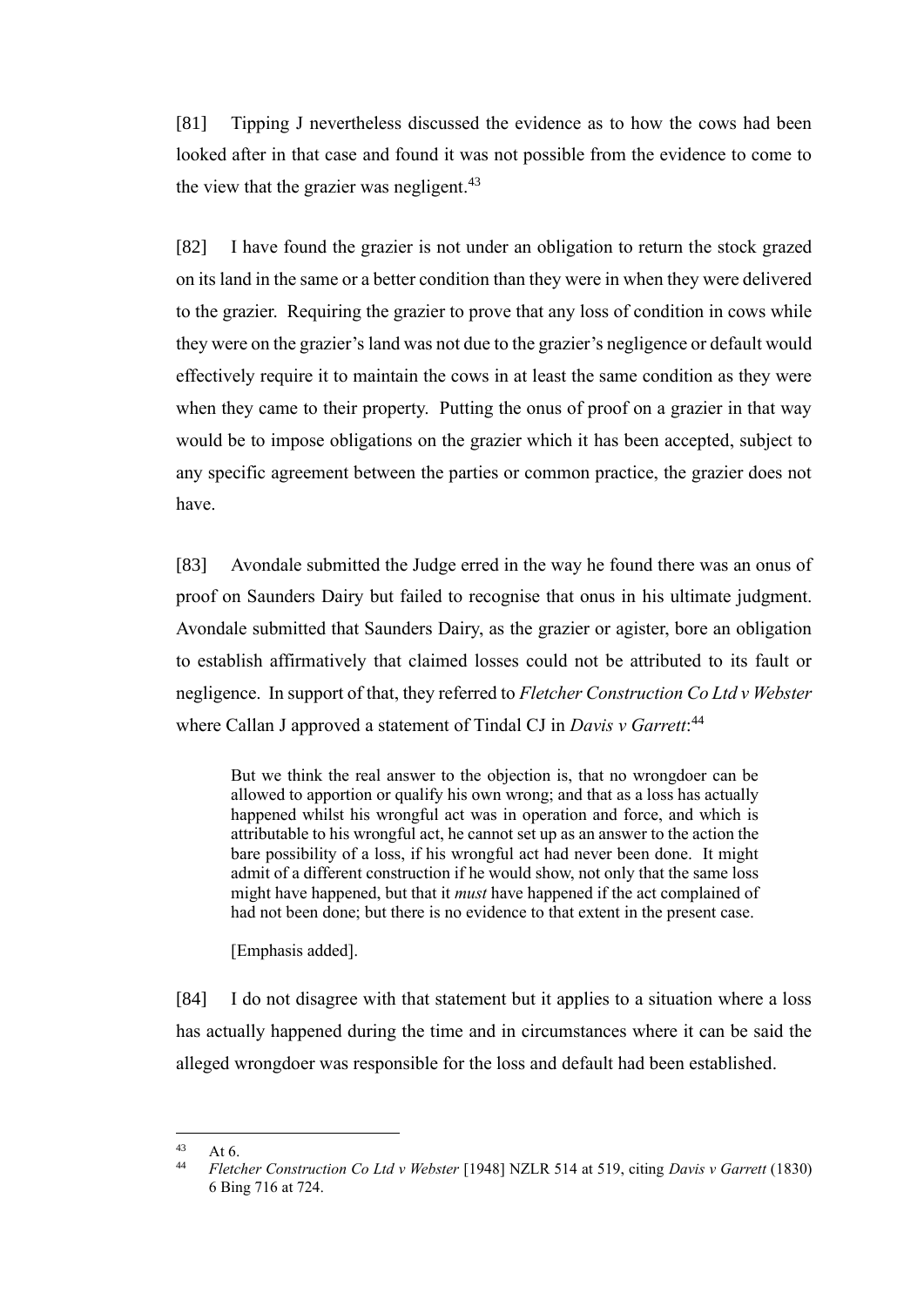[81] Tipping J nevertheless discussed the evidence as to how the cows had been looked after in that case and found it was not possible from the evidence to come to the view that the grazier was negligent.[43]

[82] I have found the grazier is not under an obligation to return the stock grazed on its land in the same or a better condition than they were in when they were delivered to the grazier. Requiring the grazier to prove that any loss of condition in cows while they were on the grazier's land was not due to the grazier's negligence or default would effectively require it to maintain the cows in at least the same condition as they were when they came to their property. Putting the onus of proof on a grazier in that way would be to impose obligations on the grazier which it has been accepted, subject to any specific agreement between the parties or common practice, the grazier does not have.

[83] Avondale submitted the Judge erred in the way he found there was an onus of proof on Saunders Dairy but failed to recognise that onus in his ultimate judgment. Avondale submitted that Saunders Dairy, as the grazier or agister, bore an obligation to establish affirmatively that claimed losses could not be attributed to its fault or negligence. In support of that, they referred to *Fletcher Construction Co Ltd v Webster* where Callan J approved a statement of Tindal CJ in *Davis v Garrett*:[44]

> But we think the real answer to the objection is, that no wrongdoer can be allowed to apportion or qualify his own wrong; and that as a loss has actually happened whilst his wrongful act was in operation and force, and which is attributable to his wrongful act, he cannot set up as an answer to the action the bare possibility of a loss, if his wrongful act had never been done. It might admit of a different construction if he would show, not only that the same loss might have happened, but that it *must* have happened if the act complained of had not been done; but there is no evidence to that extent in the present case.
>
> [Emphasis added].

[84] I do not disagree with that statement but it applies to a situation where a loss has actually happened during the time and in circumstances where it can be said the alleged wrongdoer was responsible for the loss and default had been established.

---

[43] At 6.

[44] *Fletcher Construction Co Ltd v Webster* [1948] NZLR 514 at 519, citing *Davis v Garrett* (1830) 6 Bing 716 at 724.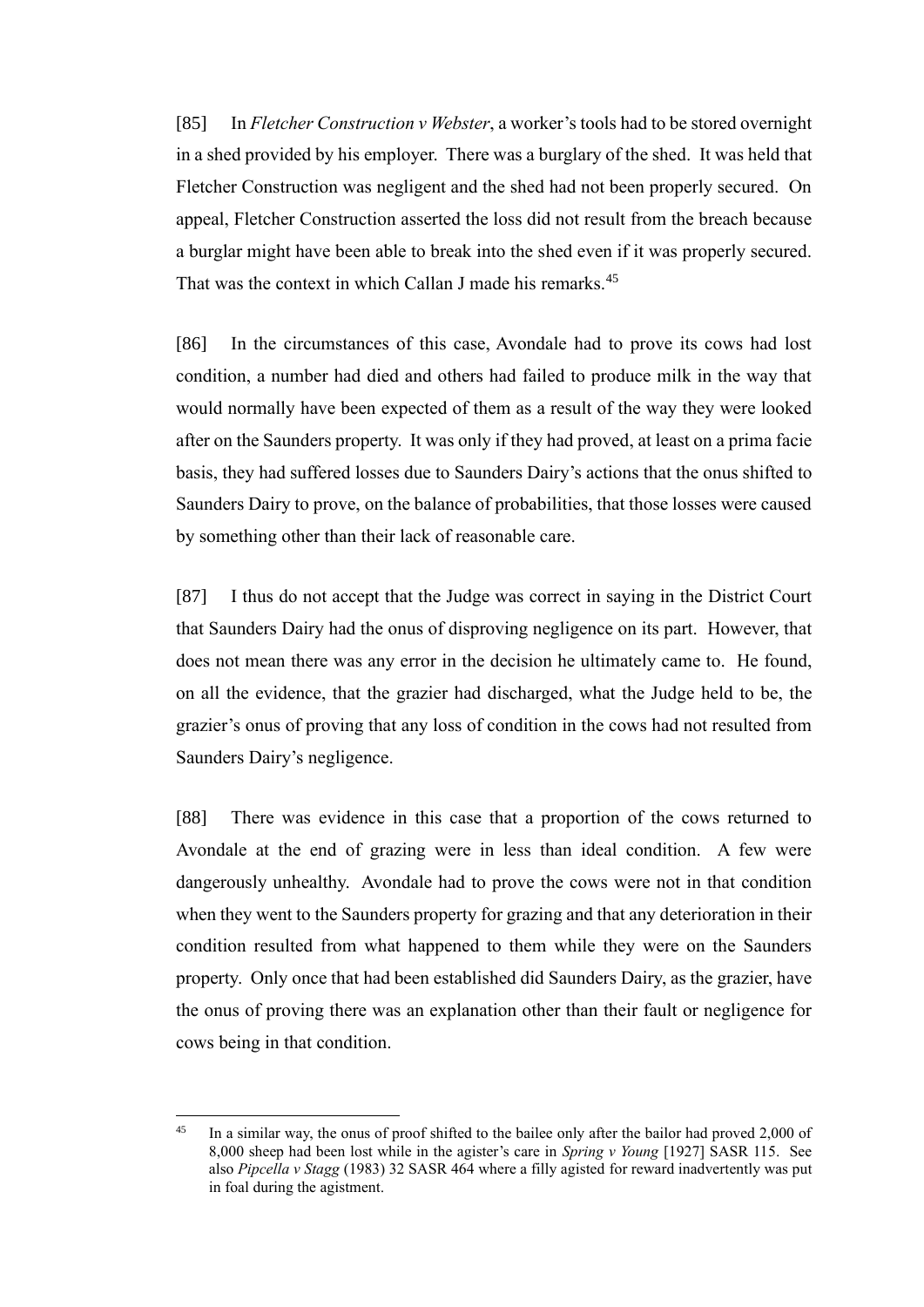[85] In *Fletcher Construction v Webster*, a worker's tools had to be stored overnight in a shed provided by his employer. There was a burglary of the shed. It was held that Fletcher Construction was negligent and the shed had not been properly secured. On appeal, Fletcher Construction asserted the loss did not result from the breach because a burglar might have been able to break into the shed even if it was properly secured. That was the context in which Callan J made his remarks.[45]

[86] In the circumstances of this case, Avondale had to prove its cows had lost condition, a number had died and others had failed to produce milk in the way that would normally have been expected of them as a result of the way they were looked after on the Saunders property. It was only if they had proved, at least on a prima facie basis, they had suffered losses due to Saunders Dairy's actions that the onus shifted to Saunders Dairy to prove, on the balance of probabilities, that those losses were caused by something other than their lack of reasonable care.

[87] I thus do not accept that the Judge was correct in saying in the District Court that Saunders Dairy had the onus of disproving negligence on its part. However, that does not mean there was any error in the decision he ultimately came to. He found, on all the evidence, that the grazier had discharged, what the Judge held to be, the grazier's onus of proving that any loss of condition in the cows had not resulted from Saunders Dairy's negligence.

[88] There was evidence in this case that a proportion of the cows returned to Avondale at the end of grazing were in less than ideal condition. A few were dangerously unhealthy. Avondale had to prove the cows were not in that condition when they went to the Saunders property for grazing and that any deterioration in their condition resulted from what happened to them while they were on the Saunders property. Only once that had been established did Saunders Dairy, as the grazier, have the onus of proving there was an explanation other than their fault or negligence for cows being in that condition.

---

[45] In a similar way, the onus of proof shifted to the bailee only after the bailor had proved 2,000 of 8,000 sheep had been lost while in the agister's care in *Spring v Young* [1927] SASR 115. See also *Pipcella v Stagg* (1983) 32 SASR 464 where a filly agisted for reward inadvertently was put in foal during the agistment.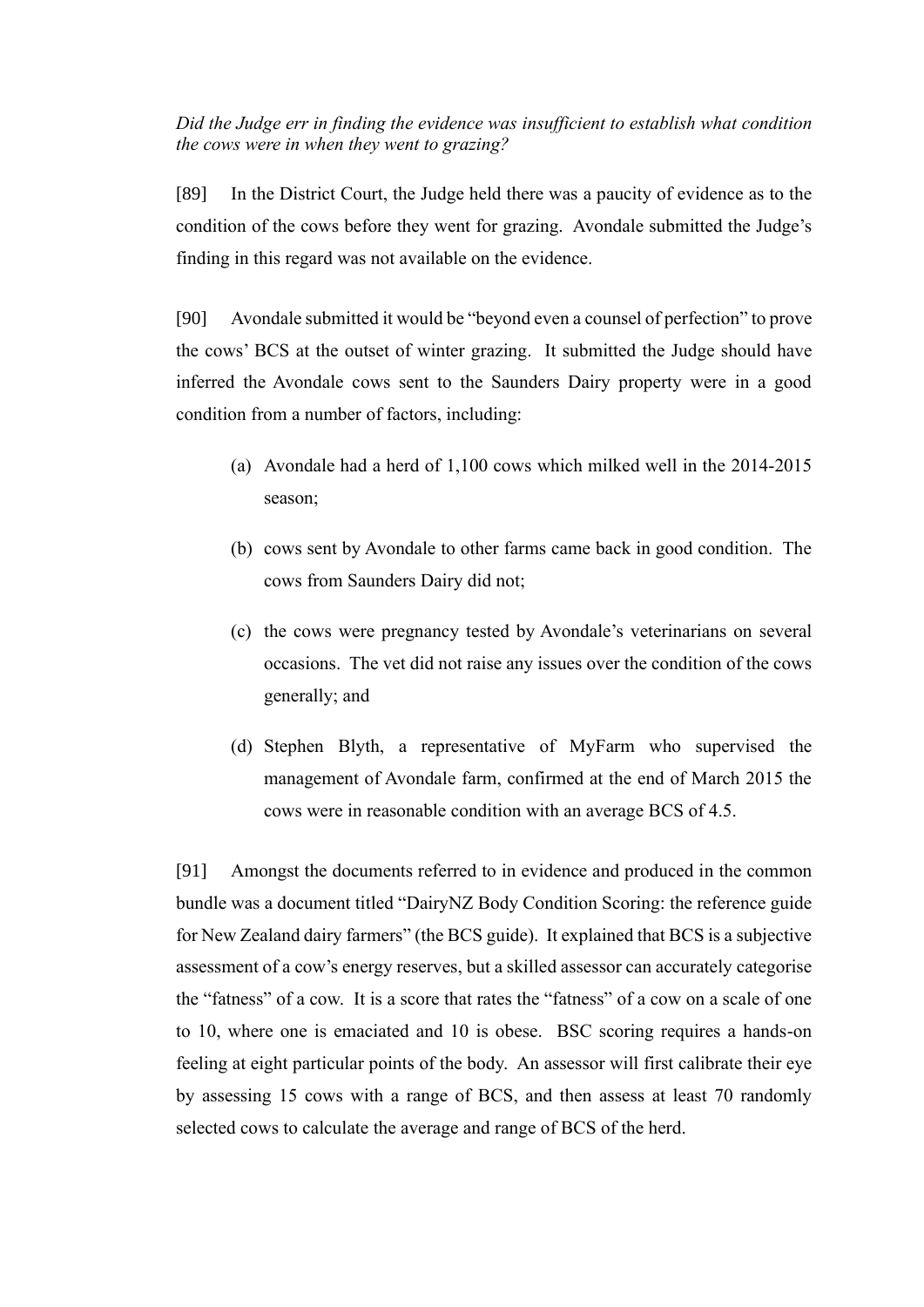*Did the Judge err in finding the evidence was insufficient to establish what condition the cows were in when they went to grazing?*

[89] In the District Court, the Judge held there was a paucity of evidence as to the condition of the cows before they went for grazing. Avondale submitted the Judge's finding in this regard was not available on the evidence.

[90] Avondale submitted it would be "beyond even a counsel of perfection" to prove the cows' BCS at the outset of winter grazing. It submitted the Judge should have inferred the Avondale cows sent to the Saunders Dairy property were in a good condition from a number of factors, including:

- (a) Avondale had a herd of 1,100 cows which milked well in the 2014-2015 season;
- (b) cows sent by Avondale to other farms came back in good condition. The cows from Saunders Dairy did not;
- (c) the cows were pregnancy tested by Avondale's veterinarians on several occasions. The vet did not raise any issues over the condition of the cows generally; and
- (d) Stephen Blyth, a representative of MyFarm who supervised the management of Avondale farm, confirmed at the end of March 2015 the cows were in reasonable condition with an average BCS of 4.5.

[91] Amongst the documents referred to in evidence and produced in the common bundle was a document titled "DairyNZ Body Condition Scoring: the reference guide for New Zealand dairy farmers" (the BCS guide). It explained that BCS is a subjective assessment of a cow's energy reserves, but a skilled assessor can accurately categorise the "fatness" of a cow. It is a score that rates the "fatness" of a cow on a scale of one to 10, where one is emaciated and 10 is obese. BSC scoring requires a hands-on feeling at eight particular points of the body. An assessor will first calibrate their eye by assessing 15 cows with a range of BCS, and then assess at least 70 randomly selected cows to calculate the average and range of BCS of the herd.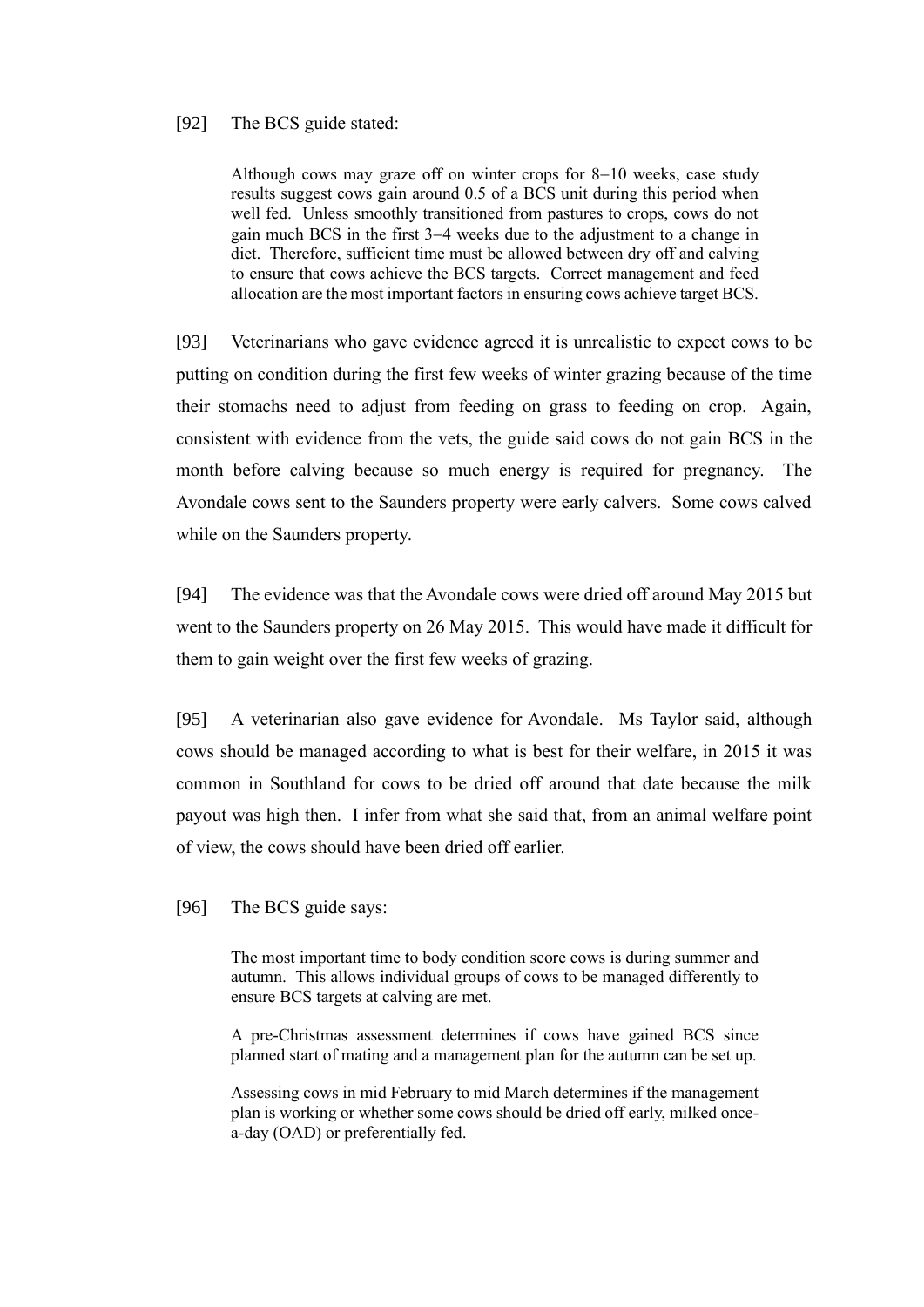[92] The BCS guide stated:

> Although cows may graze off on winter crops for 8−10 weeks, case study results suggest cows gain around 0.5 of a BCS unit during this period when well fed. Unless smoothly transitioned from pastures to crops, cows do not gain much BCS in the first 3−4 weeks due to the adjustment to a change in diet. Therefore, sufficient time must be allowed between dry off and calving to ensure that cows achieve the BCS targets. Correct management and feed allocation are the most important factors in ensuring cows achieve target BCS.

[93] Veterinarians who gave evidence agreed it is unrealistic to expect cows to be putting on condition during the first few weeks of winter grazing because of the time their stomachs need to adjust from feeding on grass to feeding on crop. Again, consistent with evidence from the vets, the guide said cows do not gain BCS in the month before calving because so much energy is required for pregnancy. The Avondale cows sent to the Saunders property were early calvers. Some cows calved while on the Saunders property.

[94] The evidence was that the Avondale cows were dried off around May 2015 but went to the Saunders property on 26 May 2015. This would have made it difficult for them to gain weight over the first few weeks of grazing.

[95] A veterinarian also gave evidence for Avondale. Ms Taylor said, although cows should be managed according to what is best for their welfare, in 2015 it was common in Southland for cows to be dried off around that date because the milk payout was high then. I infer from what she said that, from an animal welfare point of view, the cows should have been dried off earlier.

[96] The BCS guide says:

> The most important time to body condition score cows is during summer and autumn. This allows individual groups of cows to be managed differently to ensure BCS targets at calving are met.
>
> A pre-Christmas assessment determines if cows have gained BCS since planned start of mating and a management plan for the autumn can be set up.
>
> Assessing cows in mid February to mid March determines if the management plan is working or whether some cows should be dried off early, milked once-a-day (OAD) or preferentially fed.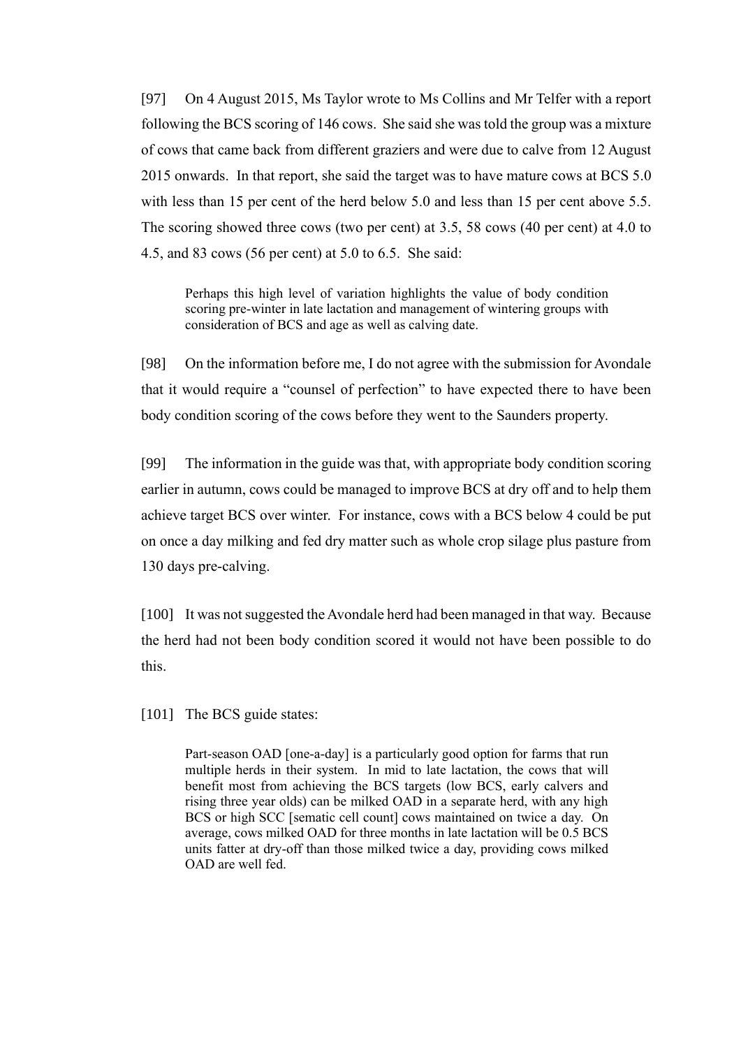[97] On 4 August 2015, Ms Taylor wrote to Ms Collins and Mr Telfer with a report following the BCS scoring of 146 cows. She said she was told the group was a mixture of cows that came back from different graziers and were due to calve from 12 August 2015 onwards. In that report, she said the target was to have mature cows at BCS 5.0 with less than 15 per cent of the herd below 5.0 and less than 15 per cent above 5.5. The scoring showed three cows (two per cent) at 3.5, 58 cows (40 per cent) at 4.0 to 4.5, and 83 cows (56 per cent) at 5.0 to 6.5. She said:

> Perhaps this high level of variation highlights the value of body condition scoring pre-winter in late lactation and management of wintering groups with consideration of BCS and age as well as calving date.

[98] On the information before me, I do not agree with the submission for Avondale that it would require a "counsel of perfection" to have expected there to have been body condition scoring of the cows before they went to the Saunders property.

[99] The information in the guide was that, with appropriate body condition scoring earlier in autumn, cows could be managed to improve BCS at dry off and to help them achieve target BCS over winter. For instance, cows with a BCS below 4 could be put on once a day milking and fed dry matter such as whole crop silage plus pasture from 130 days pre-calving.

[100] It was not suggested the Avondale herd had been managed in that way. Because the herd had not been body condition scored it would not have been possible to do this.

[101] The BCS guide states:

> Part-season OAD [one-a-day] is a particularly good option for farms that run multiple herds in their system. In mid to late lactation, the cows that will benefit most from achieving the BCS targets (low BCS, early calvers and rising three year olds) can be milked OAD in a separate herd, with any high BCS or high SCC [sematic cell count] cows maintained on twice a day. On average, cows milked OAD for three months in late lactation will be 0.5 BCS units fatter at dry-off than those milked twice a day, providing cows milked OAD are well fed.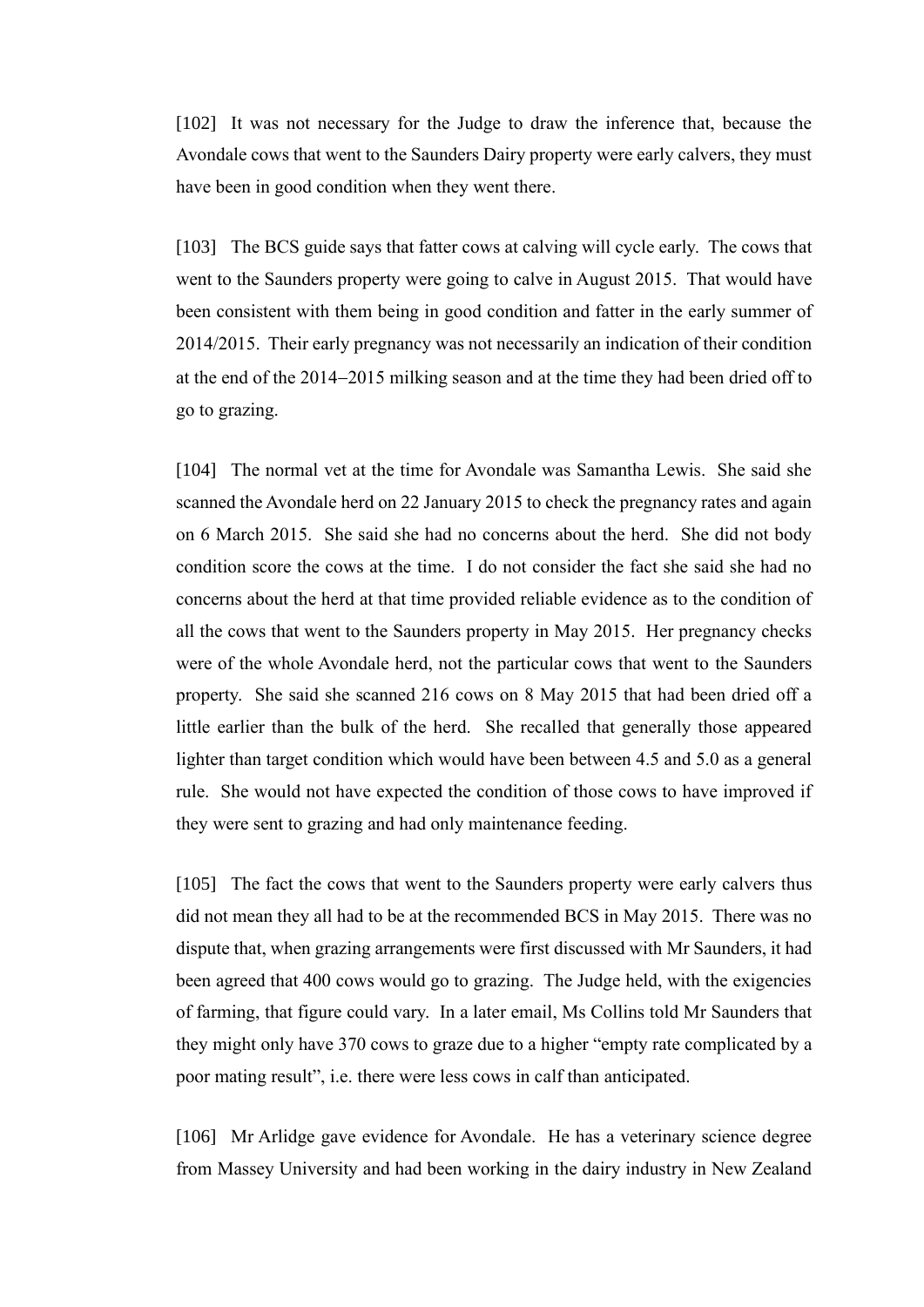[102] It was not necessary for the Judge to draw the inference that, because the Avondale cows that went to the Saunders Dairy property were early calvers, they must have been in good condition when they went there.

[103] The BCS guide says that fatter cows at calving will cycle early. The cows that went to the Saunders property were going to calve in August 2015. That would have been consistent with them being in good condition and fatter in the early summer of 2014/2015. Their early pregnancy was not necessarily an indication of their condition at the end of the 2014–2015 milking season and at the time they had been dried off to go to grazing.

[104] The normal vet at the time for Avondale was Samantha Lewis. She said she scanned the Avondale herd on 22 January 2015 to check the pregnancy rates and again on 6 March 2015. She said she had no concerns about the herd. She did not body condition score the cows at the time. I do not consider the fact she said she had no concerns about the herd at that time provided reliable evidence as to the condition of all the cows that went to the Saunders property in May 2015. Her pregnancy checks were of the whole Avondale herd, not the particular cows that went to the Saunders property. She said she scanned 216 cows on 8 May 2015 that had been dried off a little earlier than the bulk of the herd. She recalled that generally those appeared lighter than target condition which would have been between 4.5 and 5.0 as a general rule. She would not have expected the condition of those cows to have improved if they were sent to grazing and had only maintenance feeding.

[105] The fact the cows that went to the Saunders property were early calvers thus did not mean they all had to be at the recommended BCS in May 2015. There was no dispute that, when grazing arrangements were first discussed with Mr Saunders, it had been agreed that 400 cows would go to grazing. The Judge held, with the exigencies of farming, that figure could vary. In a later email, Ms Collins told Mr Saunders that they might only have 370 cows to graze due to a higher "empty rate complicated by a poor mating result", i.e. there were less cows in calf than anticipated.

[106] Mr Arlidge gave evidence for Avondale. He has a veterinary science degree from Massey University and had been working in the dairy industry in New Zealand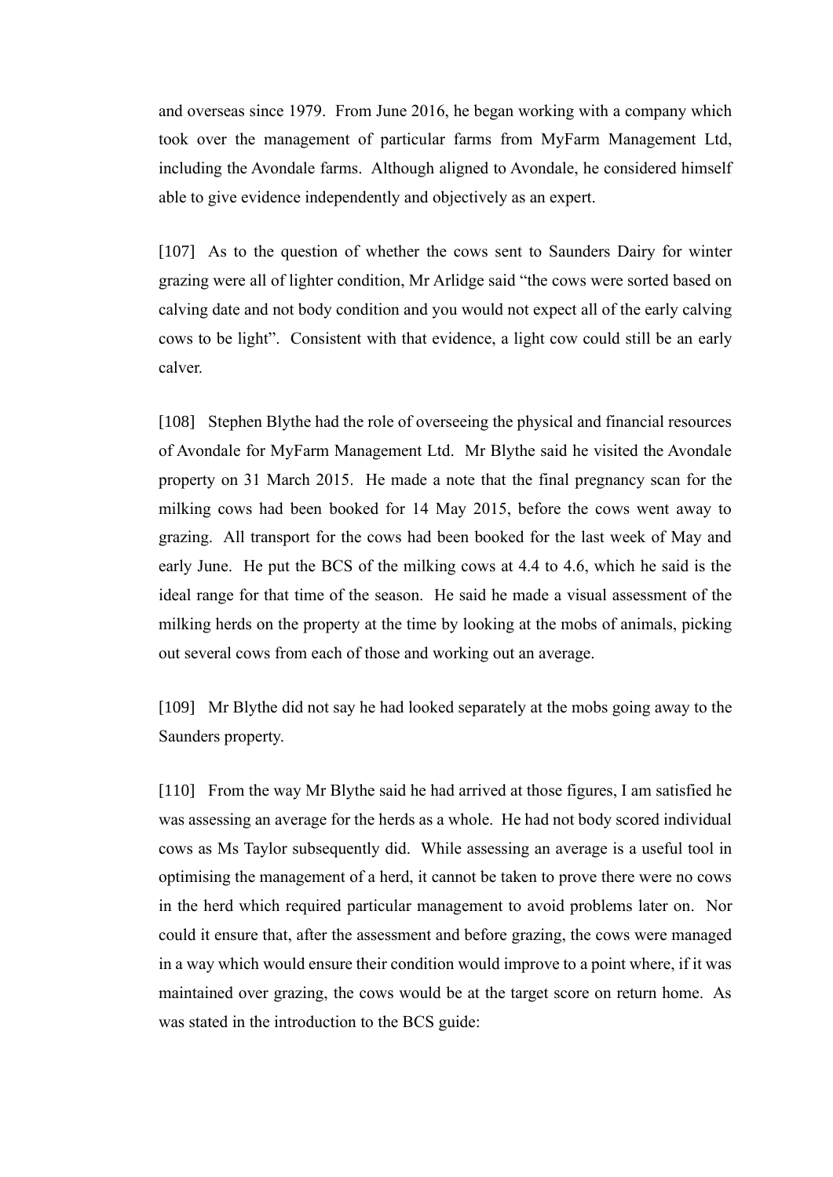and overseas since 1979. From June 2016, he began working with a company which took over the management of particular farms from MyFarm Management Ltd, including the Avondale farms. Although aligned to Avondale, he considered himself able to give evidence independently and objectively as an expert.

[107] As to the question of whether the cows sent to Saunders Dairy for winter grazing were all of lighter condition, Mr Arlidge said "the cows were sorted based on calving date and not body condition and you would not expect all of the early calving cows to be light". Consistent with that evidence, a light cow could still be an early calver.

[108] Stephen Blythe had the role of overseeing the physical and financial resources of Avondale for MyFarm Management Ltd. Mr Blythe said he visited the Avondale property on 31 March 2015. He made a note that the final pregnancy scan for the milking cows had been booked for 14 May 2015, before the cows went away to grazing. All transport for the cows had been booked for the last week of May and early June. He put the BCS of the milking cows at 4.4 to 4.6, which he said is the ideal range for that time of the season. He said he made a visual assessment of the milking herds on the property at the time by looking at the mobs of animals, picking out several cows from each of those and working out an average.

[109] Mr Blythe did not say he had looked separately at the mobs going away to the Saunders property.

[110] From the way Mr Blythe said he had arrived at those figures, I am satisfied he was assessing an average for the herds as a whole. He had not body scored individual cows as Ms Taylor subsequently did. While assessing an average is a useful tool in optimising the management of a herd, it cannot be taken to prove there were no cows in the herd which required particular management to avoid problems later on. Nor could it ensure that, after the assessment and before grazing, the cows were managed in a way which would ensure their condition would improve to a point where, if it was maintained over grazing, the cows would be at the target score on return home. As was stated in the introduction to the BCS guide: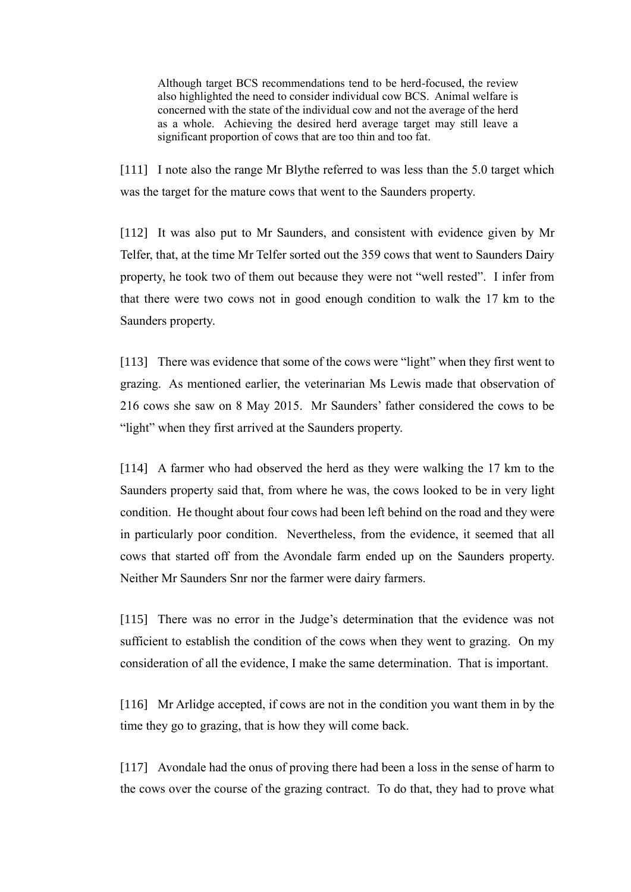> Although target BCS recommendations tend to be herd-focused, the review also highlighted the need to consider individual cow BCS. Animal welfare is concerned with the state of the individual cow and not the average of the herd as a whole. Achieving the desired herd average target may still leave a significant proportion of cows that are too thin and too fat.

[111] I note also the range Mr Blythe referred to was less than the 5.0 target which was the target for the mature cows that went to the Saunders property.

[112] It was also put to Mr Saunders, and consistent with evidence given by Mr Telfer, that, at the time Mr Telfer sorted out the 359 cows that went to Saunders Dairy property, he took two of them out because they were not "well rested". I infer from that there were two cows not in good enough condition to walk the 17 km to the Saunders property.

[113] There was evidence that some of the cows were "light" when they first went to grazing. As mentioned earlier, the veterinarian Ms Lewis made that observation of 216 cows she saw on 8 May 2015. Mr Saunders' father considered the cows to be "light" when they first arrived at the Saunders property.

[114] A farmer who had observed the herd as they were walking the 17 km to the Saunders property said that, from where he was, the cows looked to be in very light condition. He thought about four cows had been left behind on the road and they were in particularly poor condition. Nevertheless, from the evidence, it seemed that all cows that started off from the Avondale farm ended up on the Saunders property. Neither Mr Saunders Snr nor the farmer were dairy farmers.

[115] There was no error in the Judge's determination that the evidence was not sufficient to establish the condition of the cows when they went to grazing. On my consideration of all the evidence, I make the same determination. That is important.

[116] Mr Arlidge accepted, if cows are not in the condition you want them in by the time they go to grazing, that is how they will come back.

[117] Avondale had the onus of proving there had been a loss in the sense of harm to the cows over the course of the grazing contract. To do that, they had to prove what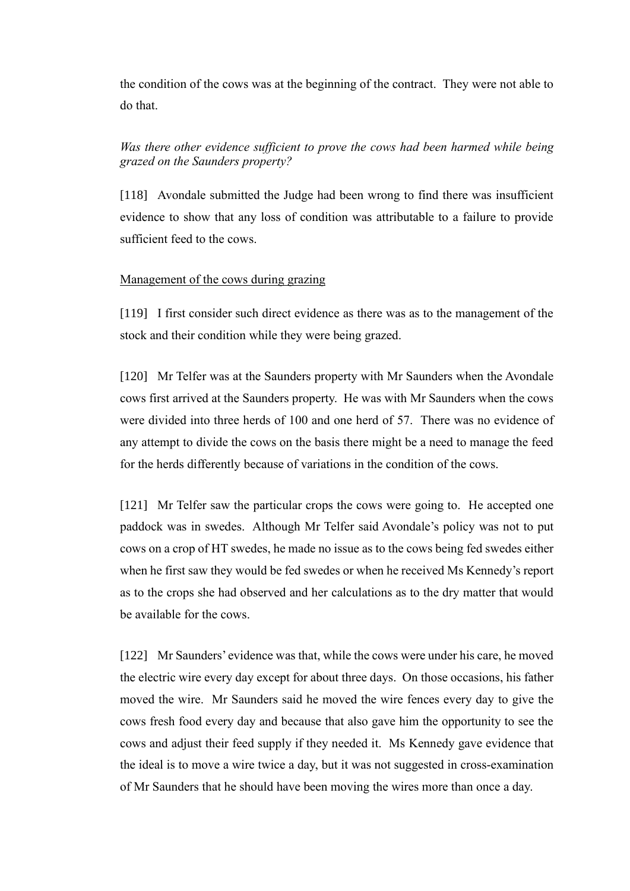the condition of the cows was at the beginning of the contract. They were not able to do that.

*Was there other evidence sufficient to prove the cows had been harmed while being grazed on the Saunders property?*

[118] Avondale submitted the Judge had been wrong to find there was insufficient evidence to show that any loss of condition was attributable to a failure to provide sufficient feed to the cows.

<u>Management of the cows during grazing</u>

[119] I first consider such direct evidence as there was as to the management of the stock and their condition while they were being grazed.

[120] Mr Telfer was at the Saunders property with Mr Saunders when the Avondale cows first arrived at the Saunders property. He was with Mr Saunders when the cows were divided into three herds of 100 and one herd of 57. There was no evidence of any attempt to divide the cows on the basis there might be a need to manage the feed for the herds differently because of variations in the condition of the cows.

[121] Mr Telfer saw the particular crops the cows were going to. He accepted one paddock was in swedes. Although Mr Telfer said Avondale's policy was not to put cows on a crop of HT swedes, he made no issue as to the cows being fed swedes either when he first saw they would be fed swedes or when he received Ms Kennedy's report as to the crops she had observed and her calculations as to the dry matter that would be available for the cows.

[122] Mr Saunders' evidence was that, while the cows were under his care, he moved the electric wire every day except for about three days. On those occasions, his father moved the wire. Mr Saunders said he moved the wire fences every day to give the cows fresh food every day and because that also gave him the opportunity to see the cows and adjust their feed supply if they needed it. Ms Kennedy gave evidence that the ideal is to move a wire twice a day, but it was not suggested in cross-examination of Mr Saunders that he should have been moving the wires more than once a day.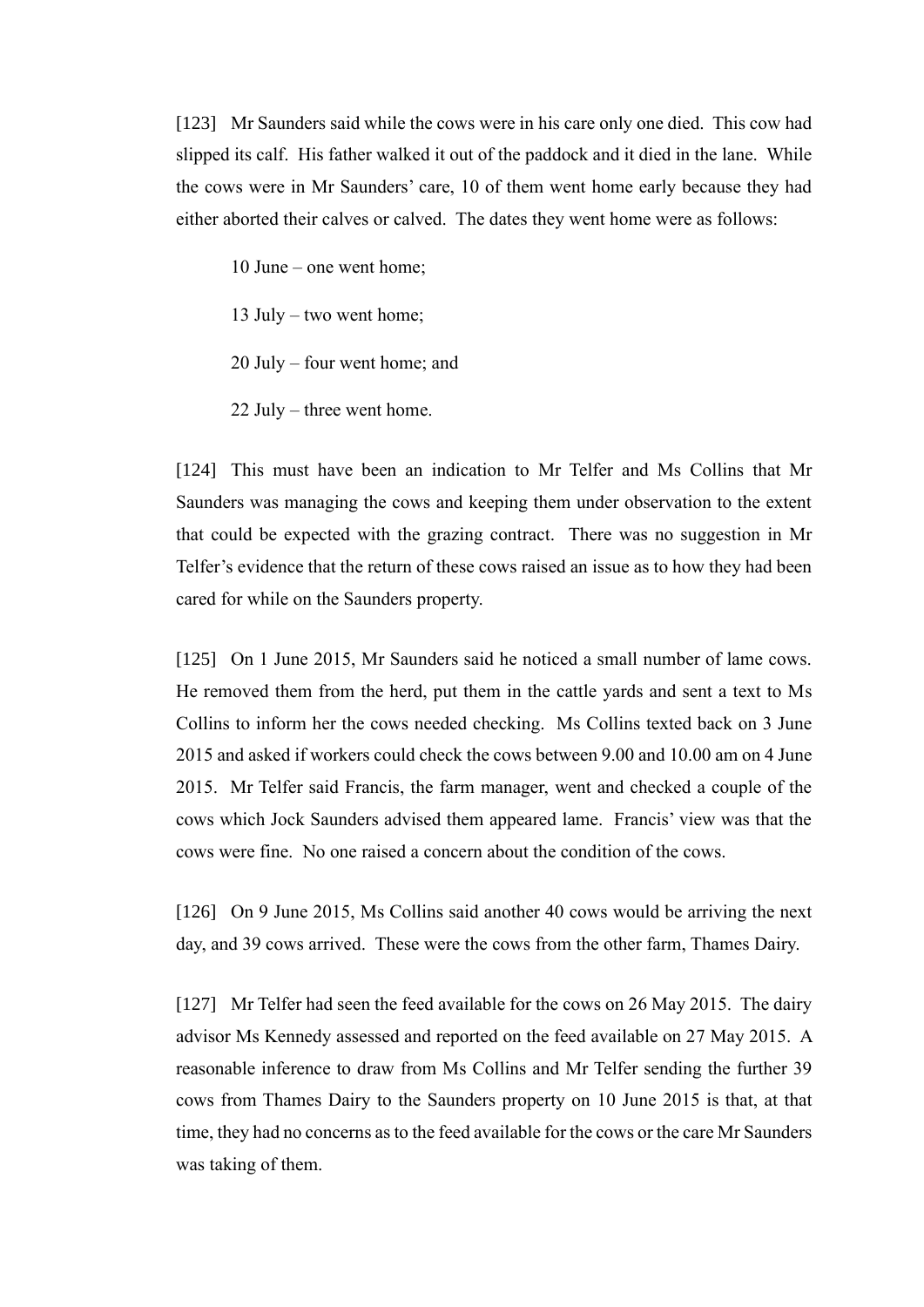[123] Mr Saunders said while the cows were in his care only one died. This cow had slipped its calf. His father walked it out of the paddock and it died in the lane. While the cows were in Mr Saunders' care, 10 of them went home early because they had either aborted their calves or calved. The dates they went home were as follows:

> 10 June – one went home;
>
> 13 July – two went home;
>
> 20 July – four went home; and
>
> 22 July – three went home.

[124] This must have been an indication to Mr Telfer and Ms Collins that Mr Saunders was managing the cows and keeping them under observation to the extent that could be expected with the grazing contract. There was no suggestion in Mr Telfer's evidence that the return of these cows raised an issue as to how they had been cared for while on the Saunders property.

[125] On 1 June 2015, Mr Saunders said he noticed a small number of lame cows. He removed them from the herd, put them in the cattle yards and sent a text to Ms Collins to inform her the cows needed checking. Ms Collins texted back on 3 June 2015 and asked if workers could check the cows between 9.00 and 10.00 am on 4 June 2015. Mr Telfer said Francis, the farm manager, went and checked a couple of the cows which Jock Saunders advised them appeared lame. Francis' view was that the cows were fine. No one raised a concern about the condition of the cows.

[126] On 9 June 2015, Ms Collins said another 40 cows would be arriving the next day, and 39 cows arrived. These were the cows from the other farm, Thames Dairy.

[127] Mr Telfer had seen the feed available for the cows on 26 May 2015. The dairy advisor Ms Kennedy assessed and reported on the feed available on 27 May 2015. A reasonable inference to draw from Ms Collins and Mr Telfer sending the further 39 cows from Thames Dairy to the Saunders property on 10 June 2015 is that, at that time, they had no concerns as to the feed available for the cows or the care Mr Saunders was taking of them.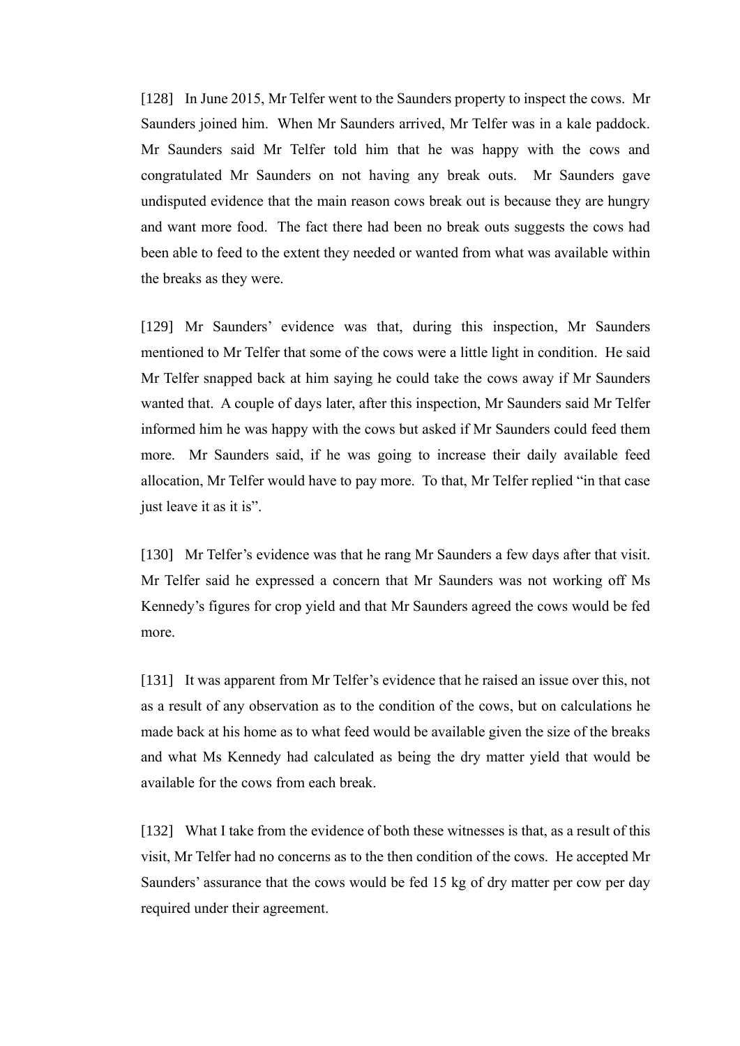[128] In June 2015, Mr Telfer went to the Saunders property to inspect the cows. Mr Saunders joined him. When Mr Saunders arrived, Mr Telfer was in a kale paddock. Mr Saunders said Mr Telfer told him that he was happy with the cows and congratulated Mr Saunders on not having any break outs. Mr Saunders gave undisputed evidence that the main reason cows break out is because they are hungry and want more food. The fact there had been no break outs suggests the cows had been able to feed to the extent they needed or wanted from what was available within the breaks as they were.

[129] Mr Saunders' evidence was that, during this inspection, Mr Saunders mentioned to Mr Telfer that some of the cows were a little light in condition. He said Mr Telfer snapped back at him saying he could take the cows away if Mr Saunders wanted that. A couple of days later, after this inspection, Mr Saunders said Mr Telfer informed him he was happy with the cows but asked if Mr Saunders could feed them more. Mr Saunders said, if he was going to increase their daily available feed allocation, Mr Telfer would have to pay more. To that, Mr Telfer replied "in that case just leave it as it is".

[130] Mr Telfer's evidence was that he rang Mr Saunders a few days after that visit. Mr Telfer said he expressed a concern that Mr Saunders was not working off Ms Kennedy's figures for crop yield and that Mr Saunders agreed the cows would be fed more.

[131] It was apparent from Mr Telfer's evidence that he raised an issue over this, not as a result of any observation as to the condition of the cows, but on calculations he made back at his home as to what feed would be available given the size of the breaks and what Ms Kennedy had calculated as being the dry matter yield that would be available for the cows from each break.

[132] What I take from the evidence of both these witnesses is that, as a result of this visit, Mr Telfer had no concerns as to the then condition of the cows. He accepted Mr Saunders' assurance that the cows would be fed 15 kg of dry matter per cow per day required under their agreement.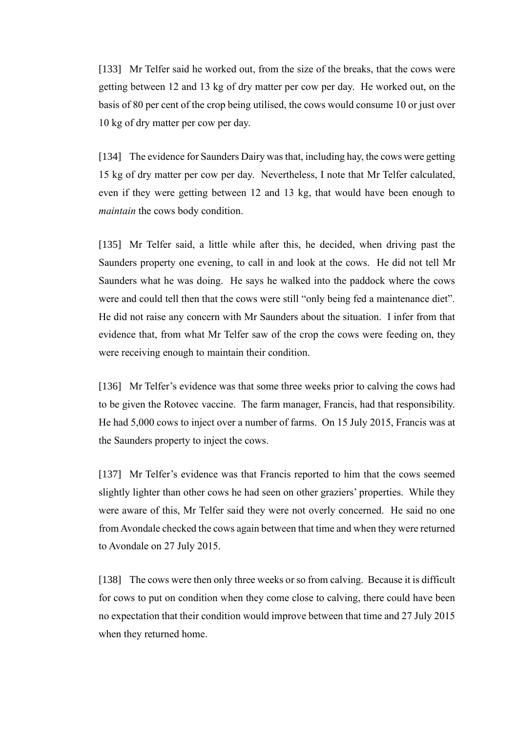[133] Mr Telfer said he worked out, from the size of the breaks, that the cows were getting between 12 and 13 kg of dry matter per cow per day. He worked out, on the basis of 80 per cent of the crop being utilised, the cows would consume 10 or just over 10 kg of dry matter per cow per day.

[134] The evidence for Saunders Dairy was that, including hay, the cows were getting 15 kg of dry matter per cow per day. Nevertheless, I note that Mr Telfer calculated, even if they were getting between 12 and 13 kg, that would have been enough to *maintain* the cows body condition.

[135] Mr Telfer said, a little while after this, he decided, when driving past the Saunders property one evening, to call in and look at the cows. He did not tell Mr Saunders what he was doing. He says he walked into the paddock where the cows were and could tell then that the cows were still "only being fed a maintenance diet". He did not raise any concern with Mr Saunders about the situation. I infer from that evidence that, from what Mr Telfer saw of the crop the cows were feeding on, they were receiving enough to maintain their condition.

[136] Mr Telfer's evidence was that some three weeks prior to calving the cows had to be given the Rotovec vaccine. The farm manager, Francis, had that responsibility. He had 5,000 cows to inject over a number of farms. On 15 July 2015, Francis was at the Saunders property to inject the cows.

[137] Mr Telfer's evidence was that Francis reported to him that the cows seemed slightly lighter than other cows he had seen on other graziers' properties. While they were aware of this, Mr Telfer said they were not overly concerned. He said no one from Avondale checked the cows again between that time and when they were returned to Avondale on 27 July 2015.

[138] The cows were then only three weeks or so from calving. Because it is difficult for cows to put on condition when they come close to calving, there could have been no expectation that their condition would improve between that time and 27 July 2015 when they returned home.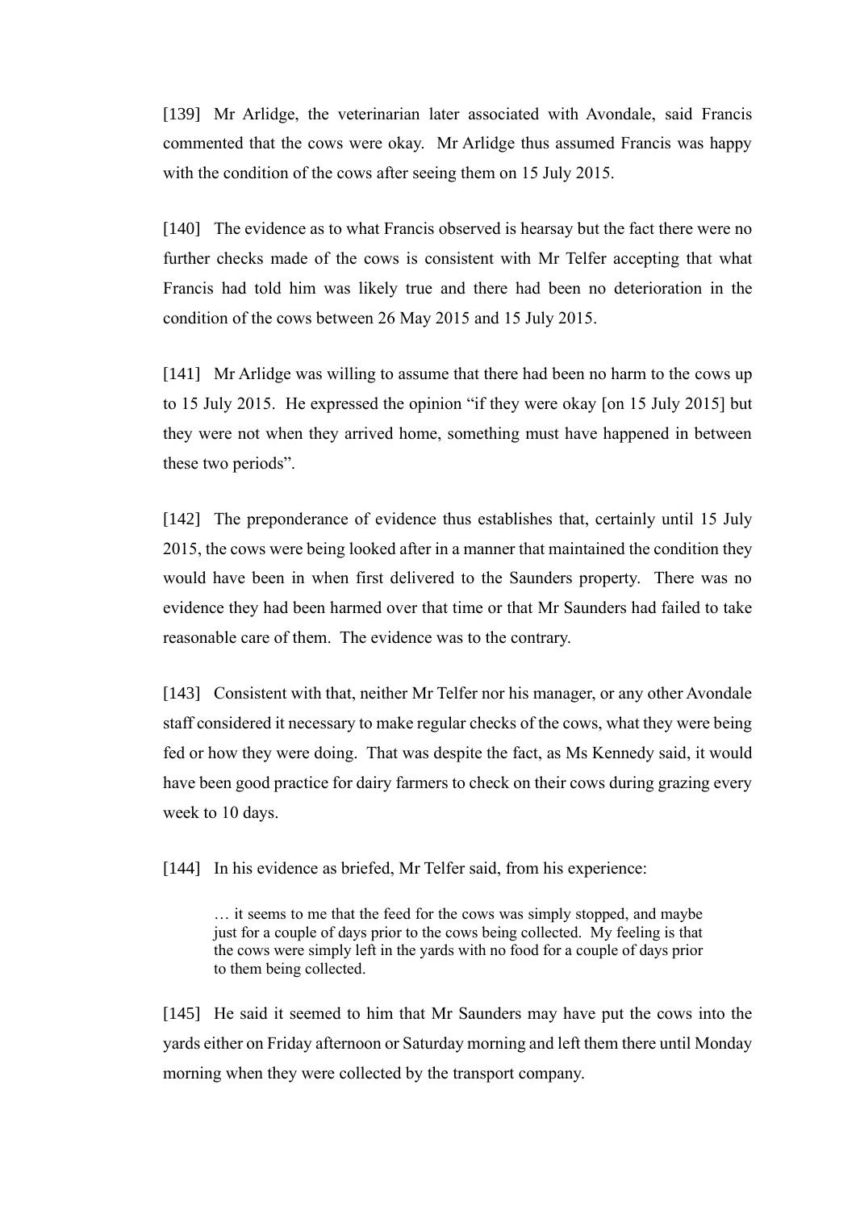[139] Mr Arlidge, the veterinarian later associated with Avondale, said Francis commented that the cows were okay. Mr Arlidge thus assumed Francis was happy with the condition of the cows after seeing them on 15 July 2015.

[140] The evidence as to what Francis observed is hearsay but the fact there were no further checks made of the cows is consistent with Mr Telfer accepting that what Francis had told him was likely true and there had been no deterioration in the condition of the cows between 26 May 2015 and 15 July 2015.

[141] Mr Arlidge was willing to assume that there had been no harm to the cows up to 15 July 2015. He expressed the opinion "if they were okay [on 15 July 2015] but they were not when they arrived home, something must have happened in between these two periods".

[142] The preponderance of evidence thus establishes that, certainly until 15 July 2015, the cows were being looked after in a manner that maintained the condition they would have been in when first delivered to the Saunders property. There was no evidence they had been harmed over that time or that Mr Saunders had failed to take reasonable care of them. The evidence was to the contrary.

[143] Consistent with that, neither Mr Telfer nor his manager, or any other Avondale staff considered it necessary to make regular checks of the cows, what they were being fed or how they were doing. That was despite the fact, as Ms Kennedy said, it would have been good practice for dairy farmers to check on their cows during grazing every week to 10 days.

[144] In his evidence as briefed, Mr Telfer said, from his experience:

> … it seems to me that the feed for the cows was simply stopped, and maybe just for a couple of days prior to the cows being collected. My feeling is that the cows were simply left in the yards with no food for a couple of days prior to them being collected.

[145] He said it seemed to him that Mr Saunders may have put the cows into the yards either on Friday afternoon or Saturday morning and left them there until Monday morning when they were collected by the transport company.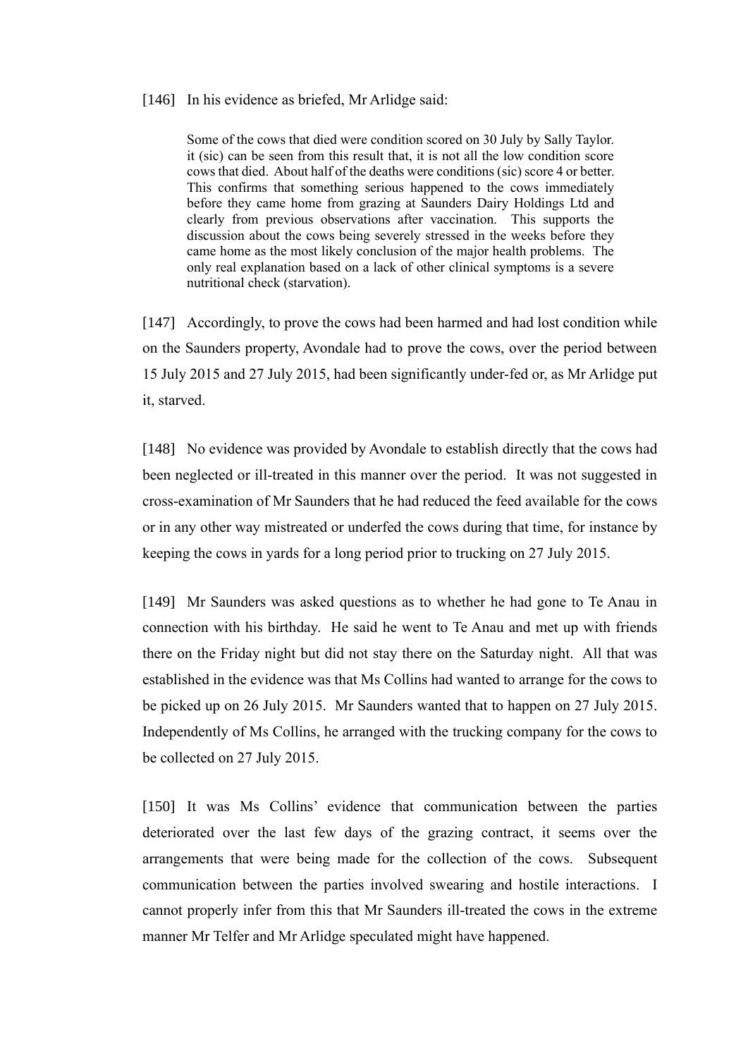[146] In his evidence as briefed, Mr Arlidge said:

> Some of the cows that died were condition scored on 30 July by Sally Taylor. it (sic) can be seen from this result that, it is not all the low condition score cows that died. About half of the deaths were conditions (sic) score 4 or better. This confirms that something serious happened to the cows immediately before they came home from grazing at Saunders Dairy Holdings Ltd and clearly from previous observations after vaccination. This supports the discussion about the cows being severely stressed in the weeks before they came home as the most likely conclusion of the major health problems. The only real explanation based on a lack of other clinical symptoms is a severe nutritional check (starvation).

[147] Accordingly, to prove the cows had been harmed and had lost condition while on the Saunders property, Avondale had to prove the cows, over the period between 15 July 2015 and 27 July 2015, had been significantly under-fed or, as Mr Arlidge put it, starved.

[148] No evidence was provided by Avondale to establish directly that the cows had been neglected or ill-treated in this manner over the period. It was not suggested in cross-examination of Mr Saunders that he had reduced the feed available for the cows or in any other way mistreated or underfed the cows during that time, for instance by keeping the cows in yards for a long period prior to trucking on 27 July 2015.

[149] Mr Saunders was asked questions as to whether he had gone to Te Anau in connection with his birthday. He said he went to Te Anau and met up with friends there on the Friday night but did not stay there on the Saturday night. All that was established in the evidence was that Ms Collins had wanted to arrange for the cows to be picked up on 26 July 2015. Mr Saunders wanted that to happen on 27 July 2015. Independently of Ms Collins, he arranged with the trucking company for the cows to be collected on 27 July 2015.

[150] It was Ms Collins' evidence that communication between the parties deteriorated over the last few days of the grazing contract, it seems over the arrangements that were being made for the collection of the cows. Subsequent communication between the parties involved swearing and hostile interactions. I cannot properly infer from this that Mr Saunders ill-treated the cows in the extreme manner Mr Telfer and Mr Arlidge speculated might have happened.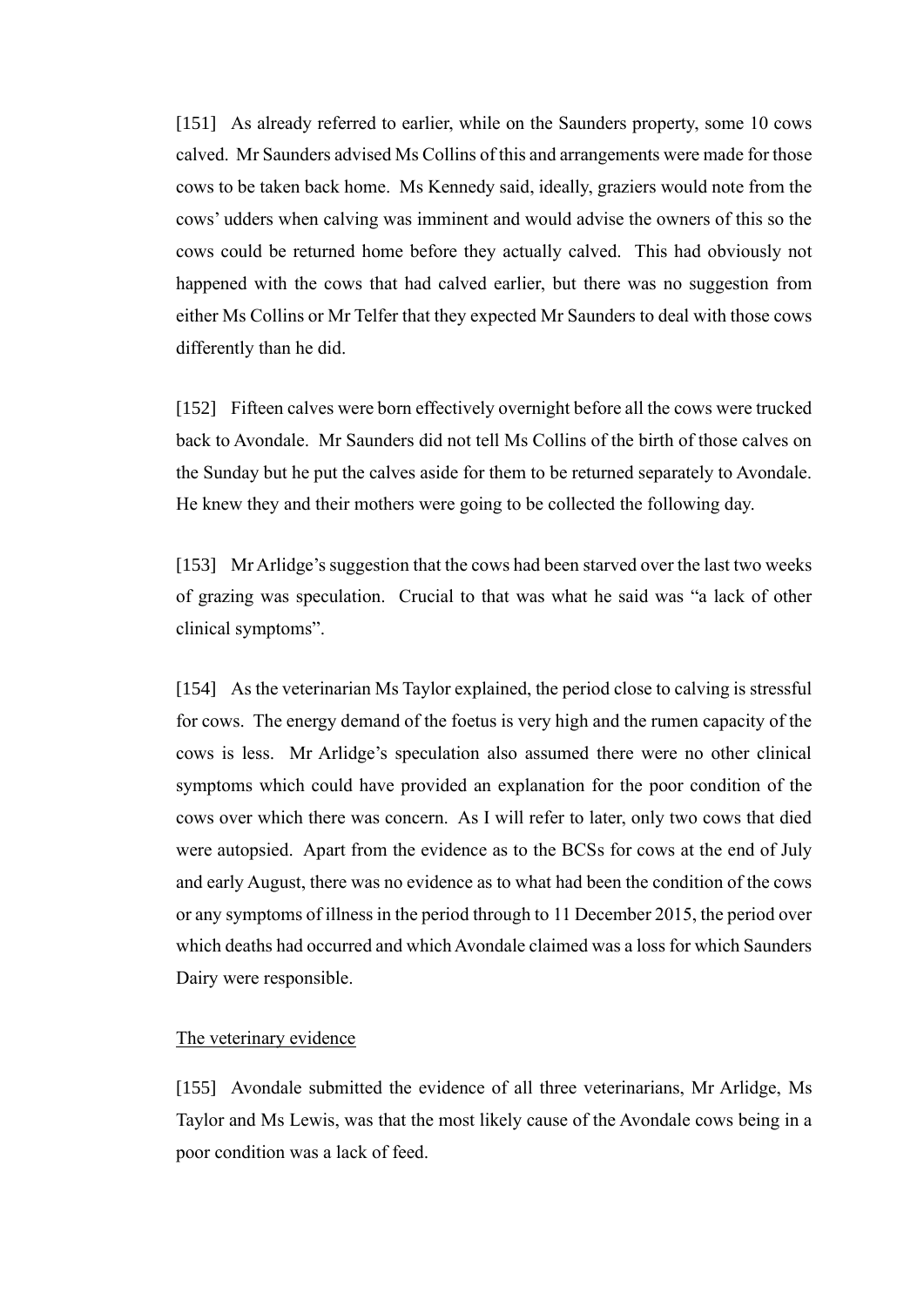[151] As already referred to earlier, while on the Saunders property, some 10 cows calved. Mr Saunders advised Ms Collins of this and arrangements were made for those cows to be taken back home. Ms Kennedy said, ideally, graziers would note from the cows' udders when calving was imminent and would advise the owners of this so the cows could be returned home before they actually calved. This had obviously not happened with the cows that had calved earlier, but there was no suggestion from either Ms Collins or Mr Telfer that they expected Mr Saunders to deal with those cows differently than he did.

[152] Fifteen calves were born effectively overnight before all the cows were trucked back to Avondale. Mr Saunders did not tell Ms Collins of the birth of those calves on the Sunday but he put the calves aside for them to be returned separately to Avondale. He knew they and their mothers were going to be collected the following day.

[153] Mr Arlidge's suggestion that the cows had been starved over the last two weeks of grazing was speculation. Crucial to that was what he said was "a lack of other clinical symptoms".

[154] As the veterinarian Ms Taylor explained, the period close to calving is stressful for cows. The energy demand of the foetus is very high and the rumen capacity of the cows is less. Mr Arlidge's speculation also assumed there were no other clinical symptoms which could have provided an explanation for the poor condition of the cows over which there was concern. As I will refer to later, only two cows that died were autopsied. Apart from the evidence as to the BCSs for cows at the end of July and early August, there was no evidence as to what had been the condition of the cows or any symptoms of illness in the period through to 11 December 2015, the period over which deaths had occurred and which Avondale claimed was a loss for which Saunders Dairy were responsible.

<u>The veterinary evidence</u>

[155] Avondale submitted the evidence of all three veterinarians, Mr Arlidge, Ms Taylor and Ms Lewis, was that the most likely cause of the Avondale cows being in a poor condition was a lack of feed.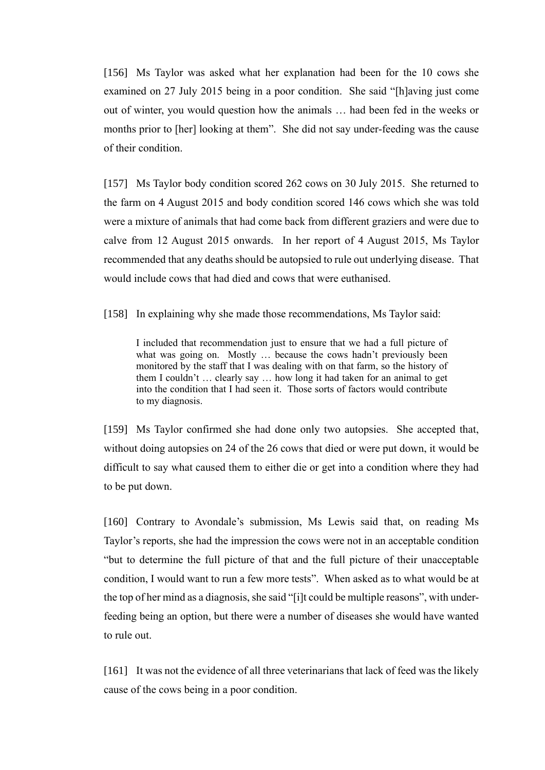[156] Ms Taylor was asked what her explanation had been for the 10 cows she examined on 27 July 2015 being in a poor condition. She said "[h]aving just come out of winter, you would question how the animals … had been fed in the weeks or months prior to [her] looking at them". She did not say under-feeding was the cause of their condition.

[157] Ms Taylor body condition scored 262 cows on 30 July 2015. She returned to the farm on 4 August 2015 and body condition scored 146 cows which she was told were a mixture of animals that had come back from different graziers and were due to calve from 12 August 2015 onwards. In her report of 4 August 2015, Ms Taylor recommended that any deaths should be autopsied to rule out underlying disease. That would include cows that had died and cows that were euthanised.

[158] In explaining why she made those recommendations, Ms Taylor said:

> I included that recommendation just to ensure that we had a full picture of what was going on. Mostly … because the cows hadn't previously been monitored by the staff that I was dealing with on that farm, so the history of them I couldn't … clearly say … how long it had taken for an animal to get into the condition that I had seen it. Those sorts of factors would contribute to my diagnosis.

[159] Ms Taylor confirmed she had done only two autopsies. She accepted that, without doing autopsies on 24 of the 26 cows that died or were put down, it would be difficult to say what caused them to either die or get into a condition where they had to be put down.

[160] Contrary to Avondale's submission, Ms Lewis said that, on reading Ms Taylor's reports, she had the impression the cows were not in an acceptable condition "but to determine the full picture of that and the full picture of their unacceptable condition, I would want to run a few more tests". When asked as to what would be at the top of her mind as a diagnosis, she said "[i]t could be multiple reasons", with under-feeding being an option, but there were a number of diseases she would have wanted to rule out.

[161] It was not the evidence of all three veterinarians that lack of feed was the likely cause of the cows being in a poor condition.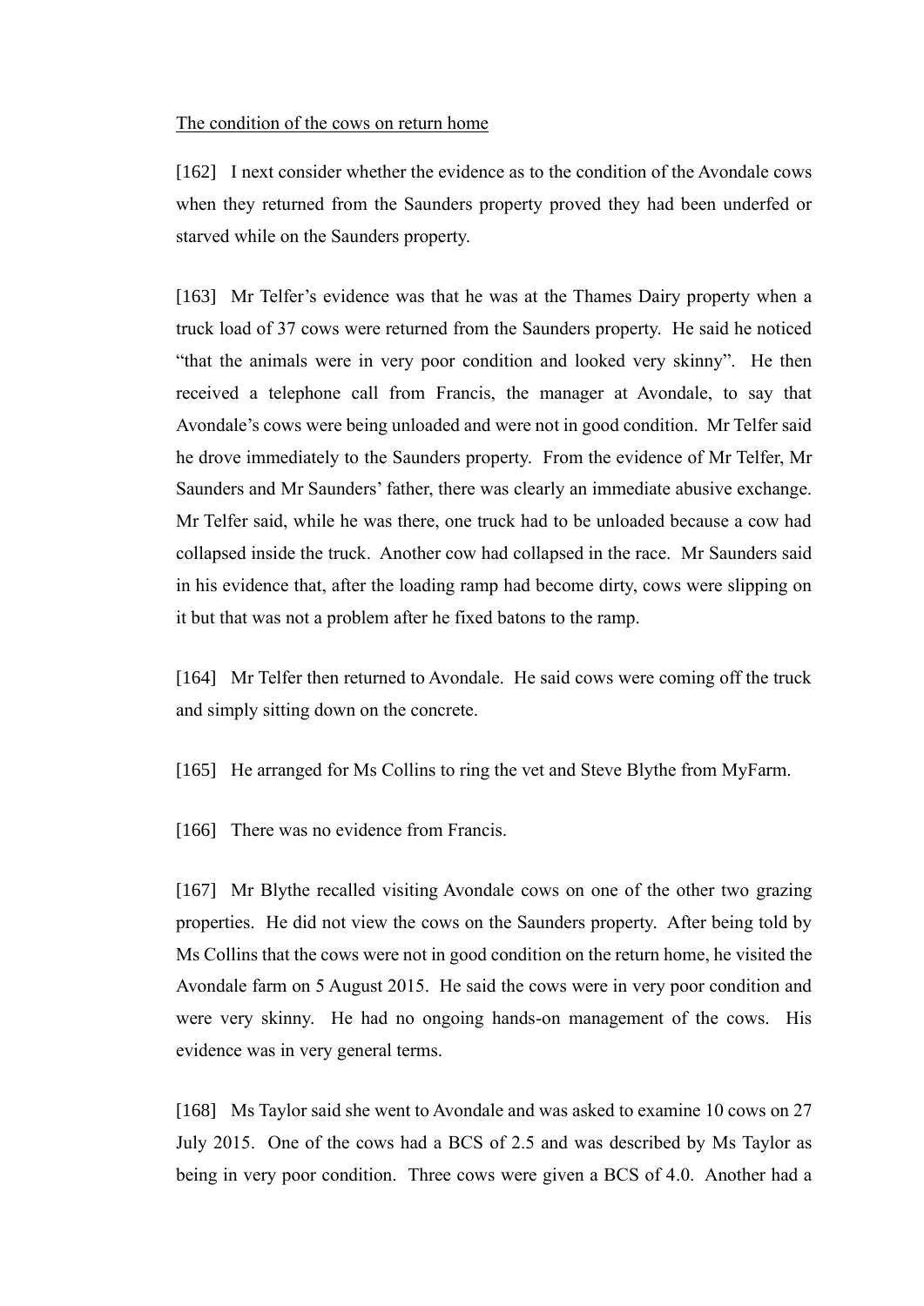The condition of the cows on return home

[162] I next consider whether the evidence as to the condition of the Avondale cows when they returned from the Saunders property proved they had been underfed or starved while on the Saunders property.

[163] Mr Telfer's evidence was that he was at the Thames Dairy property when a truck load of 37 cows were returned from the Saunders property. He said he noticed "that the animals were in very poor condition and looked very skinny". He then received a telephone call from Francis, the manager at Avondale, to say that Avondale's cows were being unloaded and were not in good condition. Mr Telfer said he drove immediately to the Saunders property. From the evidence of Mr Telfer, Mr Saunders and Mr Saunders' father, there was clearly an immediate abusive exchange. Mr Telfer said, while he was there, one truck had to be unloaded because a cow had collapsed inside the truck. Another cow had collapsed in the race. Mr Saunders said in his evidence that, after the loading ramp had become dirty, cows were slipping on it but that was not a problem after he fixed batons to the ramp.

[164] Mr Telfer then returned to Avondale. He said cows were coming off the truck and simply sitting down on the concrete.

[165] He arranged for Ms Collins to ring the vet and Steve Blythe from MyFarm.

[166] There was no evidence from Francis.

[167] Mr Blythe recalled visiting Avondale cows on one of the other two grazing properties. He did not view the cows on the Saunders property. After being told by Ms Collins that the cows were not in good condition on the return home, he visited the Avondale farm on 5 August 2015. He said the cows were in very poor condition and were very skinny. He had no ongoing hands-on management of the cows. His evidence was in very general terms.

[168] Ms Taylor said she went to Avondale and was asked to examine 10 cows on 27 July 2015. One of the cows had a BCS of 2.5 and was described by Ms Taylor as being in very poor condition. Three cows were given a BCS of 4.0. Another had a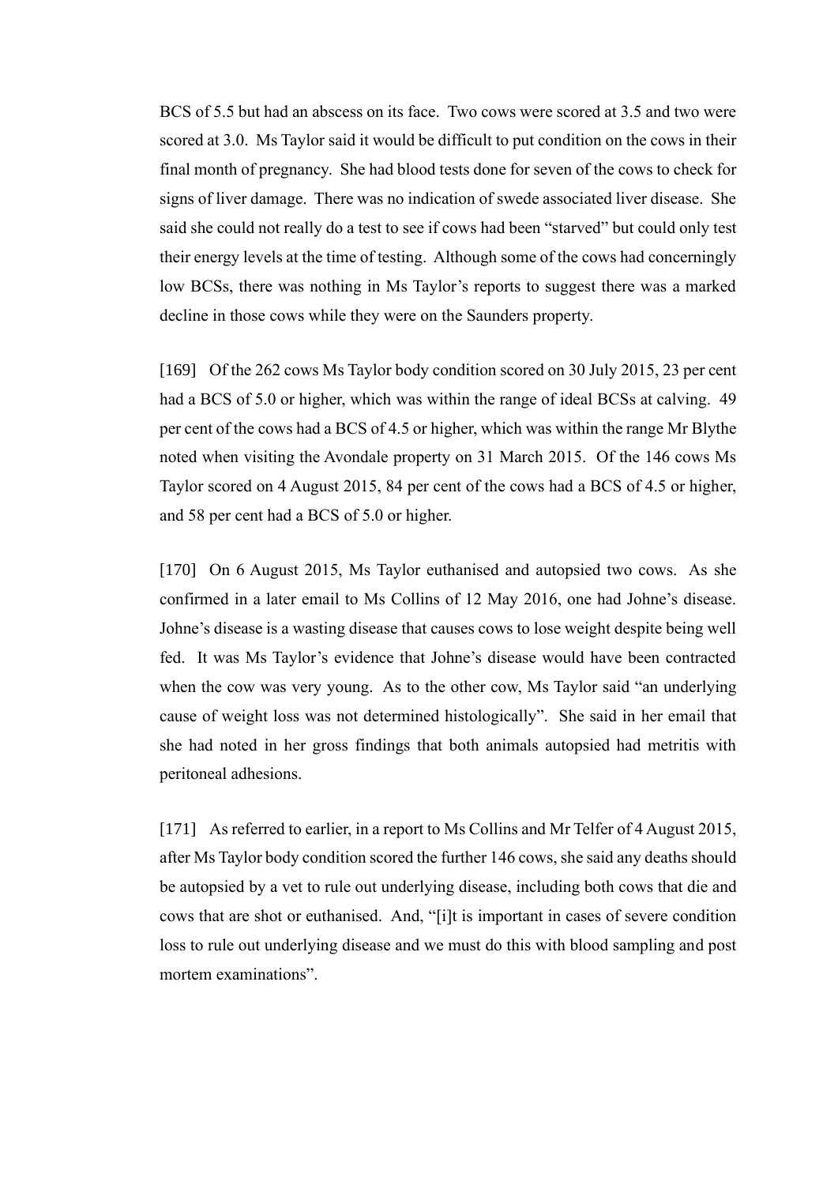BCS of 5.5 but had an abscess on its face. Two cows were scored at 3.5 and two were scored at 3.0. Ms Taylor said it would be difficult to put condition on the cows in their final month of pregnancy. She had blood tests done for seven of the cows to check for signs of liver damage. There was no indication of swede associated liver disease. She said she could not really do a test to see if cows had been "starved" but could only test their energy levels at the time of testing. Although some of the cows had concerningly low BCSs, there was nothing in Ms Taylor's reports to suggest there was a marked decline in those cows while they were on the Saunders property.

[169] Of the 262 cows Ms Taylor body condition scored on 30 July 2015, 23 per cent had a BCS of 5.0 or higher, which was within the range of ideal BCSs at calving. 49 per cent of the cows had a BCS of 4.5 or higher, which was within the range Mr Blythe noted when visiting the Avondale property on 31 March 2015. Of the 146 cows Ms Taylor scored on 4 August 2015, 84 per cent of the cows had a BCS of 4.5 or higher, and 58 per cent had a BCS of 5.0 or higher.

[170] On 6 August 2015, Ms Taylor euthanised and autopsied two cows. As she confirmed in a later email to Ms Collins of 12 May 2016, one had Johne's disease. Johne's disease is a wasting disease that causes cows to lose weight despite being well fed. It was Ms Taylor's evidence that Johne's disease would have been contracted when the cow was very young. As to the other cow, Ms Taylor said "an underlying cause of weight loss was not determined histologically". She said in her email that she had noted in her gross findings that both animals autopsied had metritis with peritoneal adhesions.

[171] As referred to earlier, in a report to Ms Collins and Mr Telfer of 4 August 2015, after Ms Taylor body condition scored the further 146 cows, she said any deaths should be autopsied by a vet to rule out underlying disease, including both cows that die and cows that are shot or euthanised. And, "[i]t is important in cases of severe condition loss to rule out underlying disease and we must do this with blood sampling and post mortem examinations".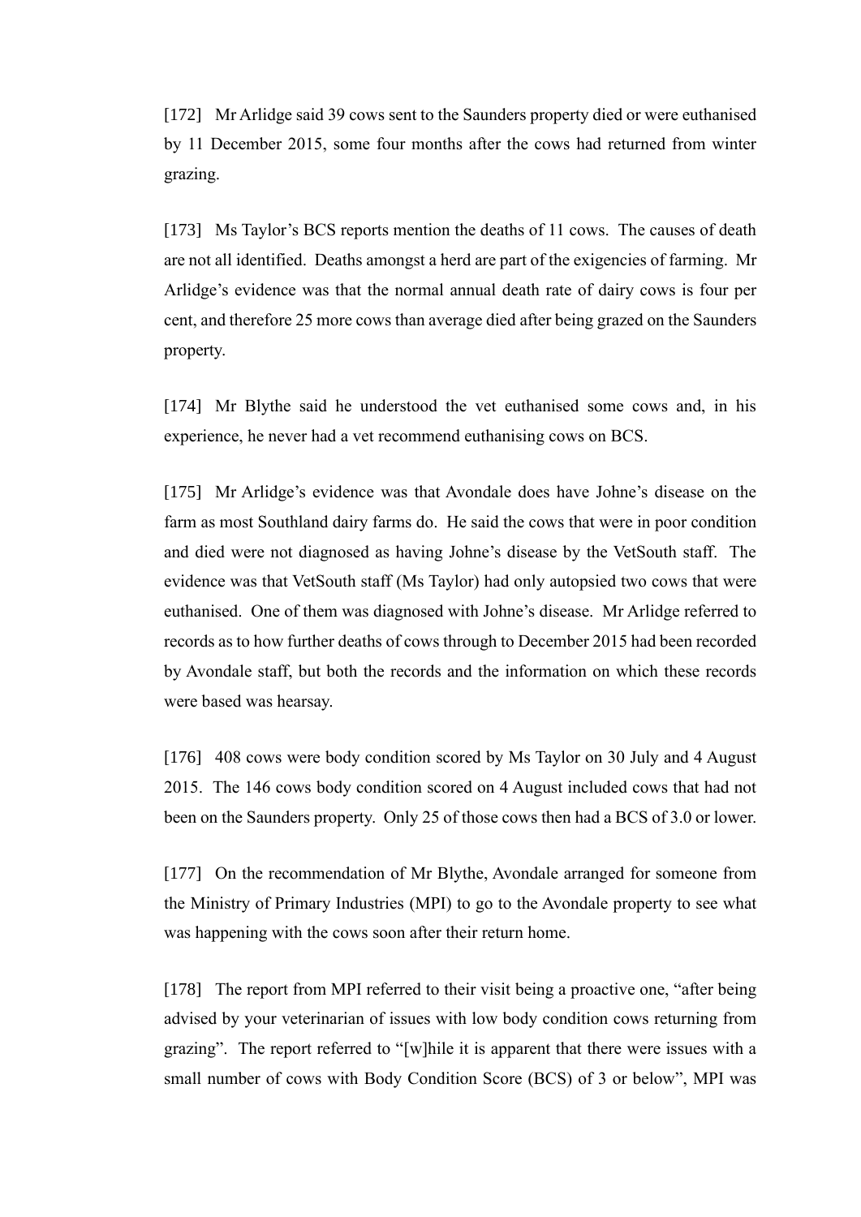[172] Mr Arlidge said 39 cows sent to the Saunders property died or were euthanised by 11 December 2015, some four months after the cows had returned from winter grazing.

[173] Ms Taylor's BCS reports mention the deaths of 11 cows. The causes of death are not all identified. Deaths amongst a herd are part of the exigencies of farming. Mr Arlidge's evidence was that the normal annual death rate of dairy cows is four per cent, and therefore 25 more cows than average died after being grazed on the Saunders property.

[174] Mr Blythe said he understood the vet euthanised some cows and, in his experience, he never had a vet recommend euthanising cows on BCS.

[175] Mr Arlidge's evidence was that Avondale does have Johne's disease on the farm as most Southland dairy farms do. He said the cows that were in poor condition and died were not diagnosed as having Johne's disease by the VetSouth staff. The evidence was that VetSouth staff (Ms Taylor) had only autopsied two cows that were euthanised. One of them was diagnosed with Johne's disease. Mr Arlidge referred to records as to how further deaths of cows through to December 2015 had been recorded by Avondale staff, but both the records and the information on which these records were based was hearsay.

[176] 408 cows were body condition scored by Ms Taylor on 30 July and 4 August 2015. The 146 cows body condition scored on 4 August included cows that had not been on the Saunders property. Only 25 of those cows then had a BCS of 3.0 or lower.

[177] On the recommendation of Mr Blythe, Avondale arranged for someone from the Ministry of Primary Industries (MPI) to go to the Avondale property to see what was happening with the cows soon after their return home.

[178] The report from MPI referred to their visit being a proactive one, "after being advised by your veterinarian of issues with low body condition cows returning from grazing". The report referred to "[w]hile it is apparent that there were issues with a small number of cows with Body Condition Score (BCS) of 3 or below", MPI was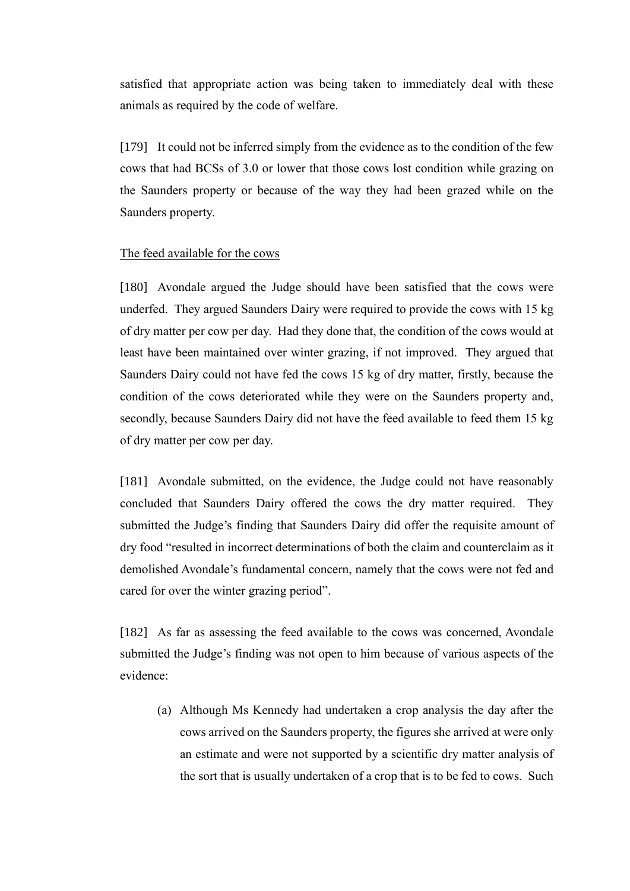satisfied that appropriate action was being taken to immediately deal with these animals as required by the code of welfare.

[179] It could not be inferred simply from the evidence as to the condition of the few cows that had BCSs of 3.0 or lower that those cows lost condition while grazing on the Saunders property or because of the way they had been grazed while on the Saunders property.

<u>The feed available for the cows</u>

[180] Avondale argued the Judge should have been satisfied that the cows were underfed. They argued Saunders Dairy were required to provide the cows with 15 kg of dry matter per cow per day. Had they done that, the condition of the cows would at least have been maintained over winter grazing, if not improved. They argued that Saunders Dairy could not have fed the cows 15 kg of dry matter, firstly, because the condition of the cows deteriorated while they were on the Saunders property and, secondly, because Saunders Dairy did not have the feed available to feed them 15 kg of dry matter per cow per day.

[181] Avondale submitted, on the evidence, the Judge could not have reasonably concluded that Saunders Dairy offered the cows the dry matter required. They submitted the Judge's finding that Saunders Dairy did offer the requisite amount of dry food "resulted in incorrect determinations of both the claim and counterclaim as it demolished Avondale's fundamental concern, namely that the cows were not fed and cared for over the winter grazing period".

[182] As far as assessing the feed available to the cows was concerned, Avondale submitted the Judge's finding was not open to him because of various aspects of the evidence:

(a) Although Ms Kennedy had undertaken a crop analysis the day after the cows arrived on the Saunders property, the figures she arrived at were only an estimate and were not supported by a scientific dry matter analysis of the sort that is usually undertaken of a crop that is to be fed to cows. Such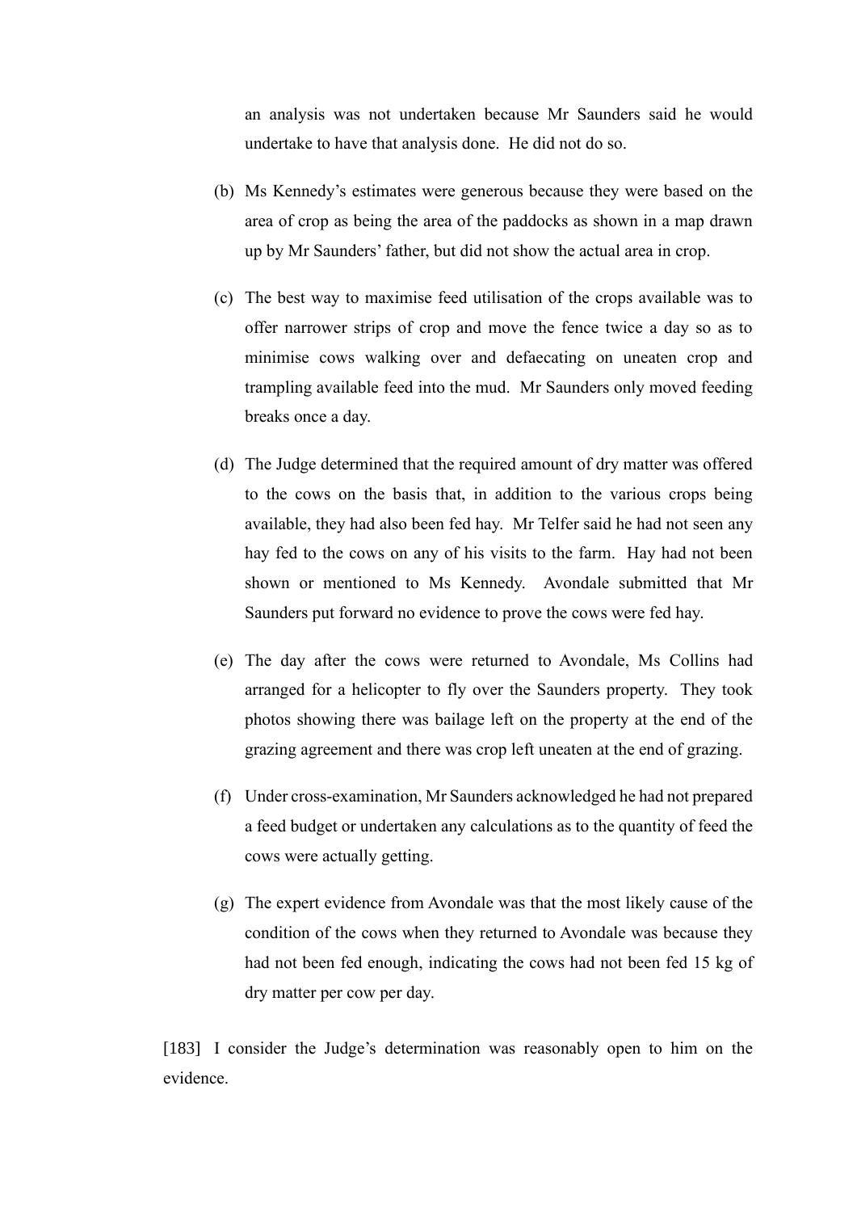an analysis was not undertaken because Mr Saunders said he would undertake to have that analysis done. He did not do so.

(b) Ms Kennedy's estimates were generous because they were based on the area of crop as being the area of the paddocks as shown in a map drawn up by Mr Saunders' father, but did not show the actual area in crop.

(c) The best way to maximise feed utilisation of the crops available was to offer narrower strips of crop and move the fence twice a day so as to minimise cows walking over and defaecating on uneaten crop and trampling available feed into the mud. Mr Saunders only moved feeding breaks once a day.

(d) The Judge determined that the required amount of dry matter was offered to the cows on the basis that, in addition to the various crops being available, they had also been fed hay. Mr Telfer said he had not seen any hay fed to the cows on any of his visits to the farm. Hay had not been shown or mentioned to Ms Kennedy. Avondale submitted that Mr Saunders put forward no evidence to prove the cows were fed hay.

(e) The day after the cows were returned to Avondale, Ms Collins had arranged for a helicopter to fly over the Saunders property. They took photos showing there was bailage left on the property at the end of the grazing agreement and there was crop left uneaten at the end of grazing.

(f) Under cross-examination, Mr Saunders acknowledged he had not prepared a feed budget or undertaken any calculations as to the quantity of feed the cows were actually getting.

(g) The expert evidence from Avondale was that the most likely cause of the condition of the cows when they returned to Avondale was because they had not been fed enough, indicating the cows had not been fed 15 kg of dry matter per cow per day.

[183] I consider the Judge's determination was reasonably open to him on the evidence.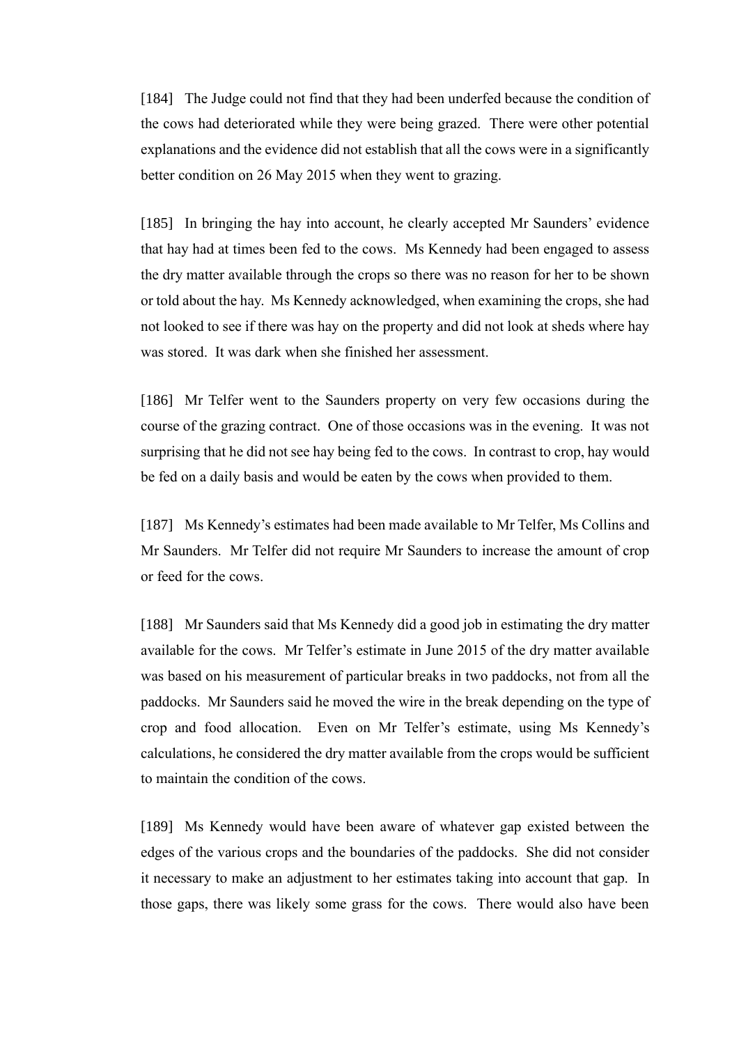[184] The Judge could not find that they had been underfed because the condition of the cows had deteriorated while they were being grazed. There were other potential explanations and the evidence did not establish that all the cows were in a significantly better condition on 26 May 2015 when they went to grazing.

[185] In bringing the hay into account, he clearly accepted Mr Saunders' evidence that hay had at times been fed to the cows. Ms Kennedy had been engaged to assess the dry matter available through the crops so there was no reason for her to be shown or told about the hay. Ms Kennedy acknowledged, when examining the crops, she had not looked to see if there was hay on the property and did not look at sheds where hay was stored. It was dark when she finished her assessment.

[186] Mr Telfer went to the Saunders property on very few occasions during the course of the grazing contract. One of those occasions was in the evening. It was not surprising that he did not see hay being fed to the cows. In contrast to crop, hay would be fed on a daily basis and would be eaten by the cows when provided to them.

[187] Ms Kennedy's estimates had been made available to Mr Telfer, Ms Collins and Mr Saunders. Mr Telfer did not require Mr Saunders to increase the amount of crop or feed for the cows.

[188] Mr Saunders said that Ms Kennedy did a good job in estimating the dry matter available for the cows. Mr Telfer's estimate in June 2015 of the dry matter available was based on his measurement of particular breaks in two paddocks, not from all the paddocks. Mr Saunders said he moved the wire in the break depending on the type of crop and food allocation. Even on Mr Telfer's estimate, using Ms Kennedy's calculations, he considered the dry matter available from the crops would be sufficient to maintain the condition of the cows.

[189] Ms Kennedy would have been aware of whatever gap existed between the edges of the various crops and the boundaries of the paddocks. She did not consider it necessary to make an adjustment to her estimates taking into account that gap. In those gaps, there was likely some grass for the cows. There would also have been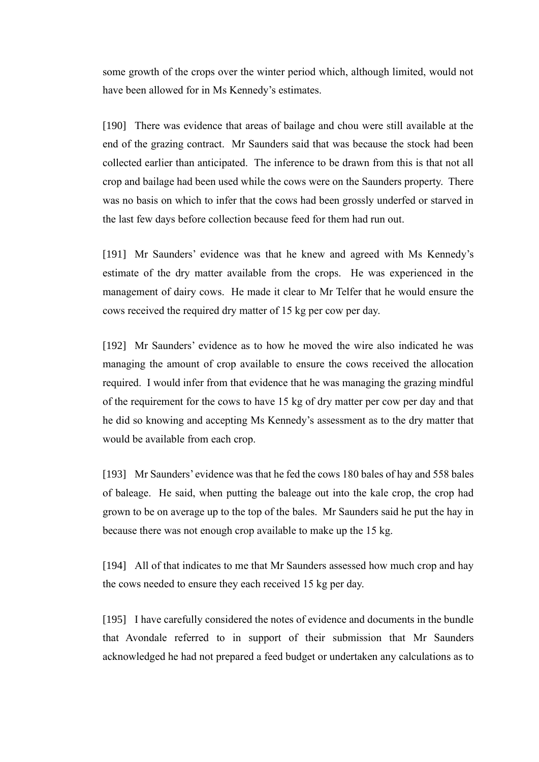some growth of the crops over the winter period which, although limited, would not have been allowed for in Ms Kennedy's estimates.

[190] There was evidence that areas of bailage and chou were still available at the end of the grazing contract. Mr Saunders said that was because the stock had been collected earlier than anticipated. The inference to be drawn from this is that not all crop and bailage had been used while the cows were on the Saunders property. There was no basis on which to infer that the cows had been grossly underfed or starved in the last few days before collection because feed for them had run out.

[191] Mr Saunders' evidence was that he knew and agreed with Ms Kennedy's estimate of the dry matter available from the crops. He was experienced in the management of dairy cows. He made it clear to Mr Telfer that he would ensure the cows received the required dry matter of 15 kg per cow per day.

[192] Mr Saunders' evidence as to how he moved the wire also indicated he was managing the amount of crop available to ensure the cows received the allocation required. I would infer from that evidence that he was managing the grazing mindful of the requirement for the cows to have 15 kg of dry matter per cow per day and that he did so knowing and accepting Ms Kennedy's assessment as to the dry matter that would be available from each crop.

[193] Mr Saunders' evidence was that he fed the cows 180 bales of hay and 558 bales of baleage. He said, when putting the baleage out into the kale crop, the crop had grown to be on average up to the top of the bales. Mr Saunders said he put the hay in because there was not enough crop available to make up the 15 kg.

[194] All of that indicates to me that Mr Saunders assessed how much crop and hay the cows needed to ensure they each received 15 kg per day.

[195] I have carefully considered the notes of evidence and documents in the bundle that Avondale referred to in support of their submission that Mr Saunders acknowledged he had not prepared a feed budget or undertaken any calculations as to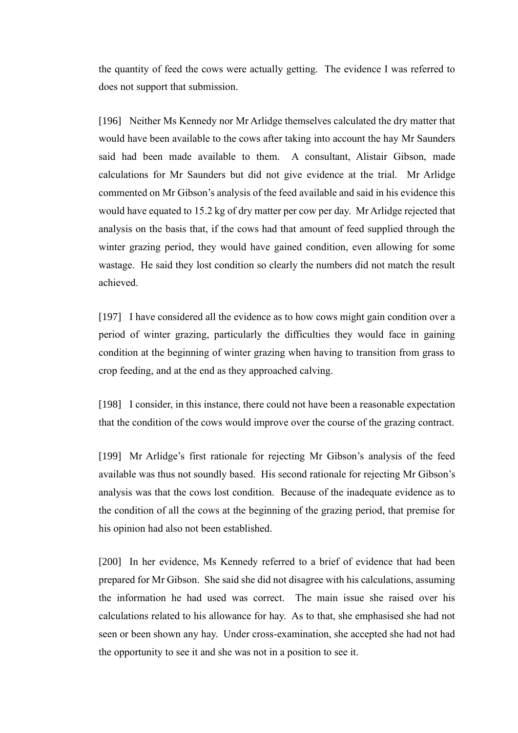the quantity of feed the cows were actually getting. The evidence I was referred to does not support that submission.

[196] Neither Ms Kennedy nor Mr Arlidge themselves calculated the dry matter that would have been available to the cows after taking into account the hay Mr Saunders said had been made available to them. A consultant, Alistair Gibson, made calculations for Mr Saunders but did not give evidence at the trial. Mr Arlidge commented on Mr Gibson's analysis of the feed available and said in his evidence this would have equated to 15.2 kg of dry matter per cow per day. Mr Arlidge rejected that analysis on the basis that, if the cows had that amount of feed supplied through the winter grazing period, they would have gained condition, even allowing for some wastage. He said they lost condition so clearly the numbers did not match the result achieved.

[197] I have considered all the evidence as to how cows might gain condition over a period of winter grazing, particularly the difficulties they would face in gaining condition at the beginning of winter grazing when having to transition from grass to crop feeding, and at the end as they approached calving.

[198] I consider, in this instance, there could not have been a reasonable expectation that the condition of the cows would improve over the course of the grazing contract.

[199] Mr Arlidge's first rationale for rejecting Mr Gibson's analysis of the feed available was thus not soundly based. His second rationale for rejecting Mr Gibson's analysis was that the cows lost condition. Because of the inadequate evidence as to the condition of all the cows at the beginning of the grazing period, that premise for his opinion had also not been established.

[200] In her evidence, Ms Kennedy referred to a brief of evidence that had been prepared for Mr Gibson. She said she did not disagree with his calculations, assuming the information he had used was correct. The main issue she raised over his calculations related to his allowance for hay. As to that, she emphasised she had not seen or been shown any hay. Under cross-examination, she accepted she had not had the opportunity to see it and she was not in a position to see it.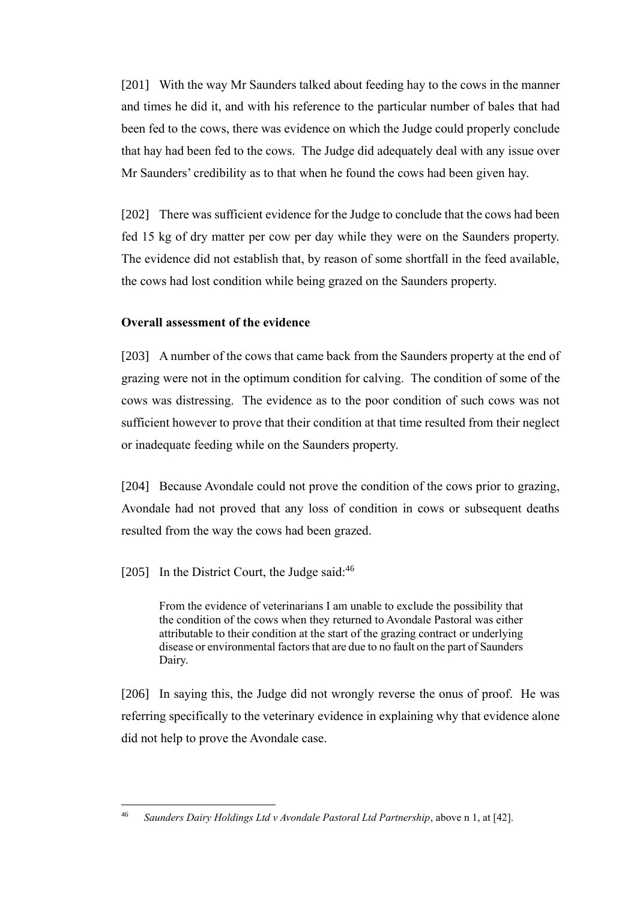[201] With the way Mr Saunders talked about feeding hay to the cows in the manner and times he did it, and with his reference to the particular number of bales that had been fed to the cows, there was evidence on which the Judge could properly conclude that hay had been fed to the cows. The Judge did adequately deal with any issue over Mr Saunders' credibility as to that when he found the cows had been given hay.

[202] There was sufficient evidence for the Judge to conclude that the cows had been fed 15 kg of dry matter per cow per day while they were on the Saunders property. The evidence did not establish that, by reason of some shortfall in the feed available, the cows had lost condition while being grazed on the Saunders property.

**Overall assessment of the evidence**

[203] A number of the cows that came back from the Saunders property at the end of grazing were not in the optimum condition for calving. The condition of some of the cows was distressing. The evidence as to the poor condition of such cows was not sufficient however to prove that their condition at that time resulted from their neglect or inadequate feeding while on the Saunders property.

[204] Because Avondale could not prove the condition of the cows prior to grazing, Avondale had not proved that any loss of condition in cows or subsequent deaths resulted from the way the cows had been grazed.

[205] In the District Court, the Judge said:[46]

> From the evidence of veterinarians I am unable to exclude the possibility that the condition of the cows when they returned to Avondale Pastoral was either attributable to their condition at the start of the grazing contract or underlying disease or environmental factors that are due to no fault on the part of Saunders Dairy.

[206] In saying this, the Judge did not wrongly reverse the onus of proof. He was referring specifically to the veterinary evidence in explaining why that evidence alone did not help to prove the Avondale case.

---

[46] *Saunders Dairy Holdings Ltd v Avondale Pastoral Ltd Partnership*, above n 1, at [42].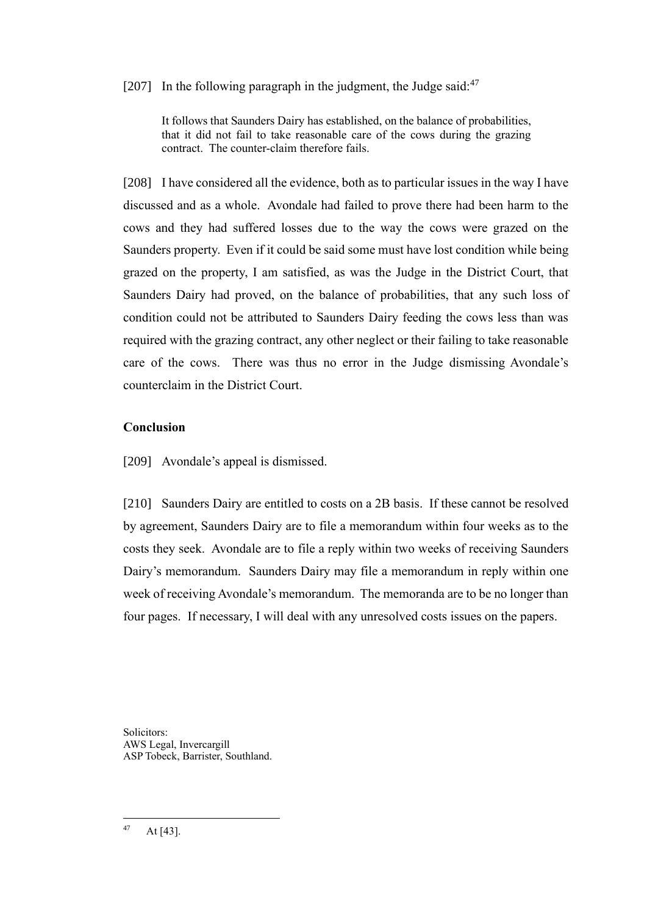[207] In the following paragraph in the judgment, the Judge said:[47]

> It follows that Saunders Dairy has established, on the balance of probabilities, that it did not fail to take reasonable care of the cows during the grazing contract. The counter-claim therefore fails.

[208] I have considered all the evidence, both as to particular issues in the way I have discussed and as a whole. Avondale had failed to prove there had been harm to the cows and they had suffered losses due to the way the cows were grazed on the Saunders property. Even if it could be said some must have lost condition while being grazed on the property, I am satisfied, as was the Judge in the District Court, that Saunders Dairy had proved, on the balance of probabilities, that any such loss of condition could not be attributed to Saunders Dairy feeding the cows less than was required with the grazing contract, any other neglect or their failing to take reasonable care of the cows. There was thus no error in the Judge dismissing Avondale's counterclaim in the District Court.

**Conclusion**

[209] Avondale's appeal is dismissed.

[210] Saunders Dairy are entitled to costs on a 2B basis. If these cannot be resolved by agreement, Saunders Dairy are to file a memorandum within four weeks as to the costs they seek. Avondale are to file a reply within two weeks of receiving Saunders Dairy's memorandum. Saunders Dairy may file a memorandum in reply within one week of receiving Avondale's memorandum. The memoranda are to be no longer than four pages. If necessary, I will deal with any unresolved costs issues on the papers.

Solicitors:
AWS Legal, Invercargill
ASP Tobeck, Barrister, Southland.

---

[47] At [43].